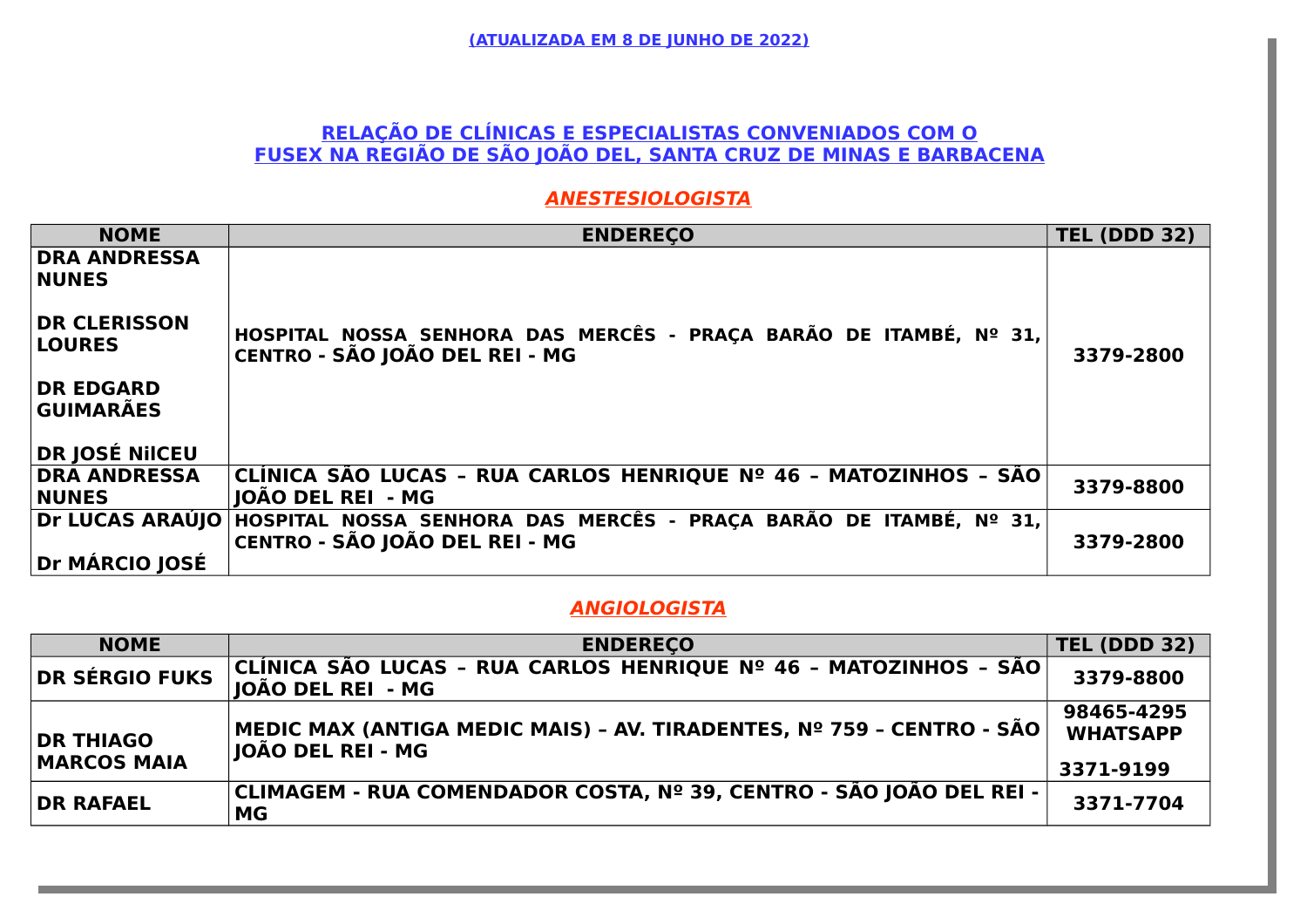(ATUALIZADA EM 8 DE JUNHO DE 2022)

# RELAÇÃO DE CLÍNICAS E ESPECIALISTAS CONVENIADOS COM O FUSEX NA REGIÃO DE SÃO JOÃO DEL, SANTA CRUZ DE MINAS E BARBACENA

## *ANESTESIOLOGISTA*

| NOME | ENDEREÇO | TEL (DDD 32) |
|---|---|---|
| DRA ANDRESSA NUNES<br><br>DR CLERISSON LOURES<br><br>DR EDGARD GUIMARÃES<br><br>DR JOSÉ NilCEU | HOSPITAL NOSSA SENHORA DAS MERCÊS - PRAÇA BARÃO DE ITAMBÉ, Nº 31, CENTRO - SÃO JOÃO DEL REI - MG | 3379-2800 |
| DRA ANDRESSA NUNES | CLÍNICA SÃO LUCAS – RUA CARLOS HENRIQUE Nº 46 – MATOZINHOS – SÃO JOÃO DEL REI - MG | 3379-8800 |
| Dr LUCAS ARAÚJO<br><br>Dr MÁRCIO JOSÉ | HOSPITAL NOSSA SENHORA DAS MERCÊS - PRAÇA BARÃO DE ITAMBÉ, Nº 31, CENTRO - SÃO JOÃO DEL REI - MG | 3379-2800 |

## *ANGIOLOGISTA*

| NOME | ENDEREÇO | TEL (DDD 32) |
|---|---|---|
| DR SÉRGIO FUKS | CLÍNICA SÃO LUCAS – RUA CARLOS HENRIQUE Nº 46 – MATOZINHOS – SÃO JOÃO DEL REI - MG | 3379-8800 |
| DR THIAGO MARCOS MAIA | MEDIC MAX (ANTIGA MEDIC MAIS) – AV. TIRADENTES, Nº 759 – CENTRO - SÃO JOÃO DEL REI - MG | 98465-4295 WHATSAPP<br><br>3371-9199 |
| DR RAFAEL | CLIMAGEM - RUA COMENDADOR COSTA, Nº 39, CENTRO - SÃO JOÃO DEL REI - MG | 3371-7704 |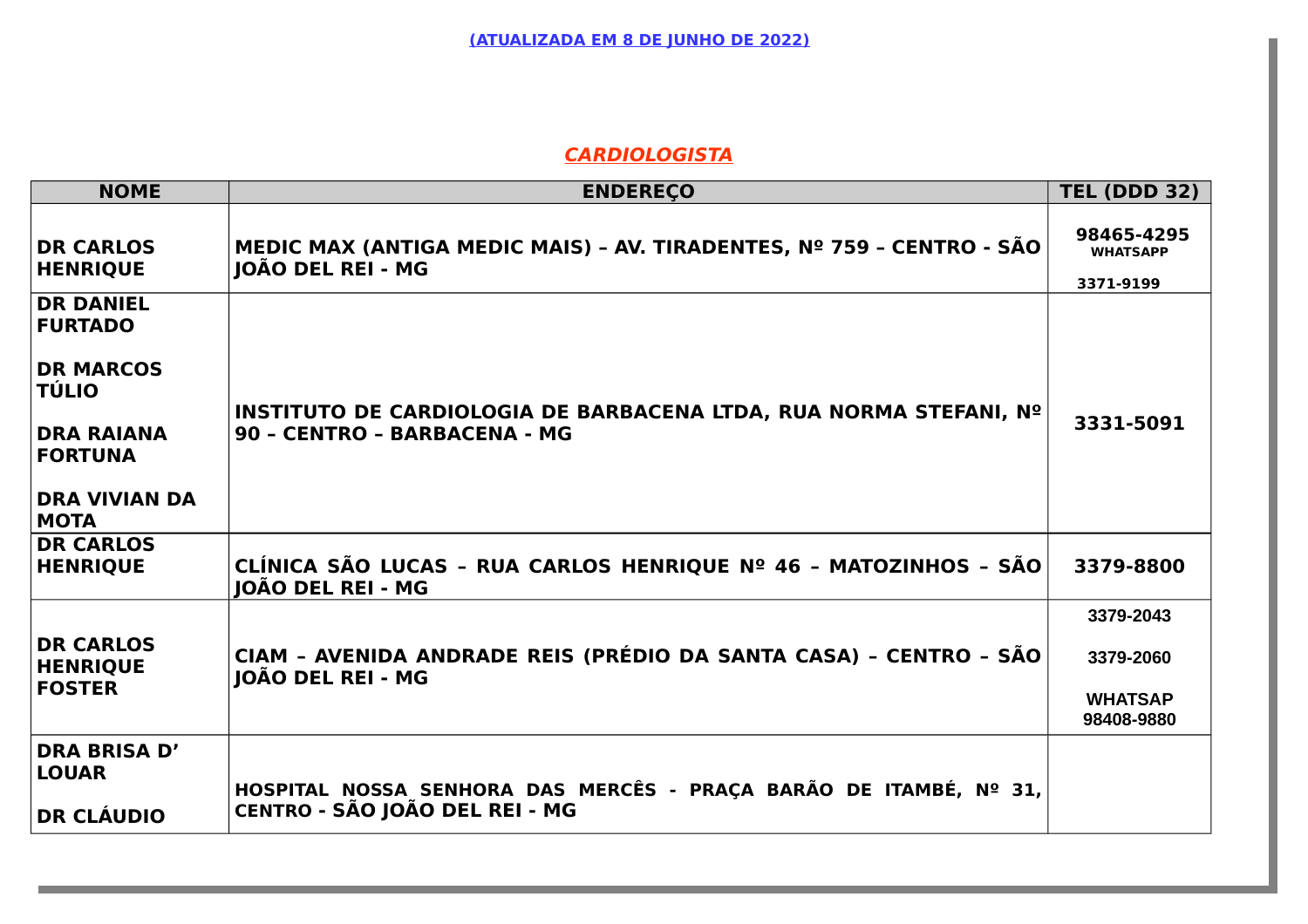**(ATUALIZADA EM 8 DE JUNHO DE 2022)**

## *CARDIOLOGISTA*

| NOME | ENDEREÇO | TEL (DDD 32) |
|---|---|---|
| **DR CARLOS HENRIQUE** | **MEDIC MAX (ANTIGA MEDIC MAIS) – AV. TIRADENTES, Nº 759 – CENTRO - SÃO JOÃO DEL REI - MG** | **98465-4295** **WHATSAPP** **3371-9199** |
| **DR DANIEL FURTADO** **DR MARCOS TÚLIO** **DRA RAIANA FORTUNA** **DRA VIVIAN DA MOTA** | **INSTITUTO DE CARDIOLOGIA DE BARBACENA LTDA, RUA NORMA STEFANI, Nº 90 – CENTRO – BARBACENA - MG** | **3331-5091** |
| **DR CARLOS HENRIQUE** | **CLÍNICA SÃO LUCAS – RUA CARLOS HENRIQUE Nº 46 – MATOZINHOS – SÃO JOÃO DEL REI - MG** | **3379-8800** |
| **DR CARLOS HENRIQUE FOSTER** | **CIAM – AVENIDA ANDRADE REIS (PRÉDIO DA SANTA CASA) – CENTRO – SÃO JOÃO DEL REI - MG** | **3379-2043** **3379-2060** **WHATSAP 98408-9880** |
| **DRA BRISA D' LOUAR** **DR CLÁUDIO** | **HOSPITAL NOSSA SENHORA DAS MERCÊS - PRAÇA BARÃO DE ITAMBÉ, Nº 31, CENTRO - SÃO JOÃO DEL REI - MG** | |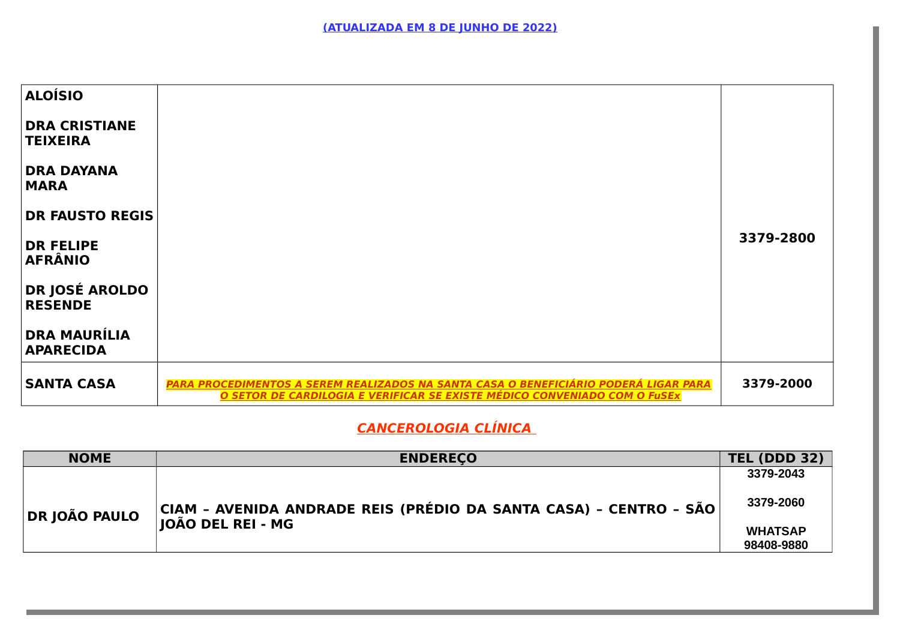(ATUALIZADA EM 8 DE JUNHO DE 2022)

| | | |
|---|---|---|
| **ALOÍSIO**<br><br>**DRA CRISTIANE TEIXEIRA**<br><br>**DRA DAYANA MARA**<br><br>**DR FAUSTO REGIS**<br><br>**DR FELIPE AFRÂNIO**<br><br>**DR JOSÉ AROLDO RESENDE**<br><br>**DRA MAURÍLIA APARECIDA** | | **3379-2800** |
| **SANTA CASA** | ***PARA PROCEDIMENTOS A SEREM REALIZADOS NA SANTA CASA O BENEFICIÁRIO PODERÁ LIGAR PARA O SETOR DE CARDILOGIA E VERIFICAR SE EXISTE MÉDICO CONVENIADO COM O FuSEx*** | **3379-2000** |

## CANCEROLOGIA CLÍNICA

| NOME | ENDEREÇO | TEL (DDD 32) |
|---|---|---|
| **DR JOÃO PAULO** | **CIAM – AVENIDA ANDRADE REIS (PRÉDIO DA SANTA CASA) – CENTRO – SÃO JOÃO DEL REI - MG** | **3379-2043**<br><br>**3379-2060**<br><br>**WHATSAP 98408-9880** |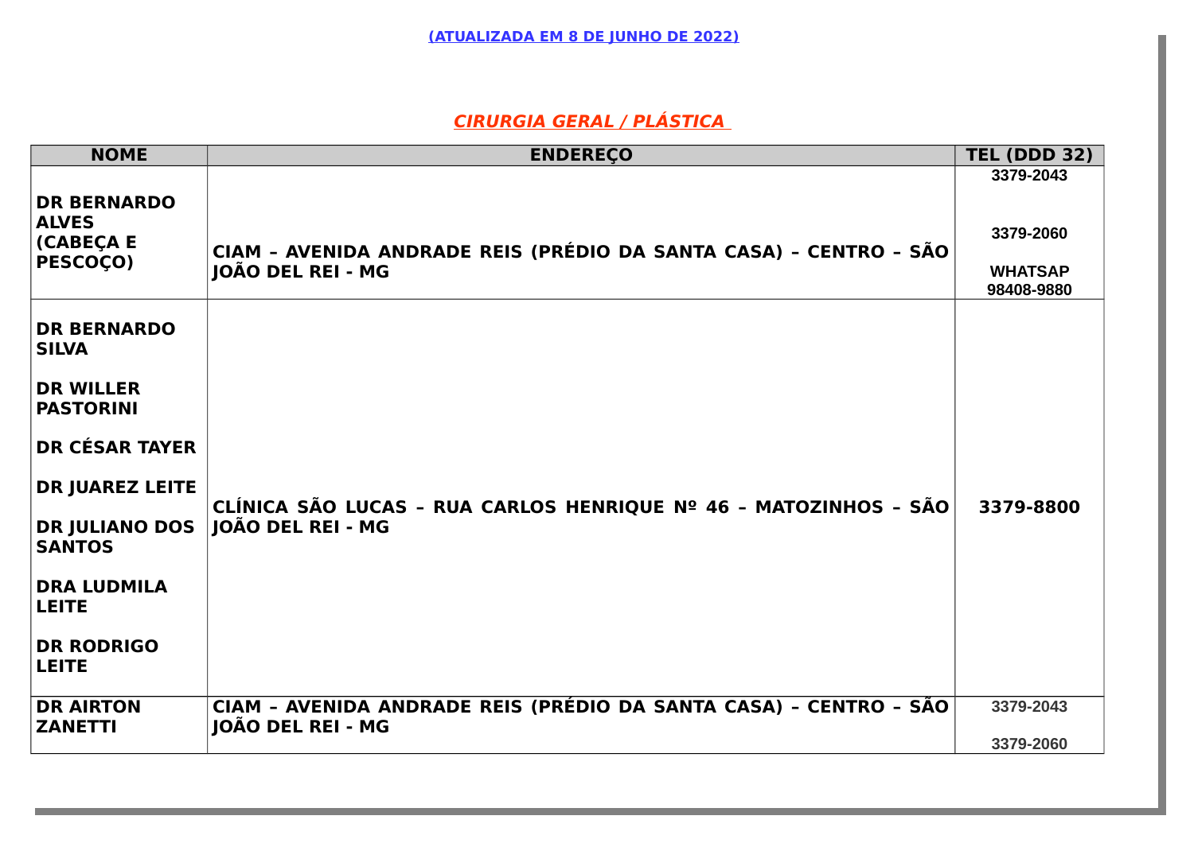**(ATUALIZADA EM 8 DE JUNHO DE 2022)**

## *CIRURGIA GERAL / PLÁSTICA*

| NOME | ENDEREÇO | TEL (DDD 32) |
|---|---|---|
| **DR BERNARDO ALVES (CABEÇA E PESCOÇO)** | **CIAM – AVENIDA ANDRADE REIS (PRÉDIO DA SANTA CASA) – CENTRO – SÃO JOÃO DEL REI - MG** | **3379-2043**<br>**3379-2060**<br>**WHATSAP 98408-9880** |
| **DR BERNARDO SILVA**<br>**DR WILLER PASTORINI**<br>**DR CÉSAR TAYER**<br>**DR JUAREZ LEITE**<br>**DR JULIANO DOS SANTOS**<br>**DRA LUDMILA LEITE**<br>**DR RODRIGO LEITE** | **CLÍNICA SÃO LUCAS – RUA CARLOS HENRIQUE Nº 46 – MATOZINHOS – SÃO JOÃO DEL REI - MG** | **3379-8800** |
| **DR AIRTON ZANETTI** | **CIAM – AVENIDA ANDRADE REIS (PRÉDIO DA SANTA CASA) – CENTRO – SÃO JOÃO DEL REI - MG** | **3379-2043**<br>**3379-2060** |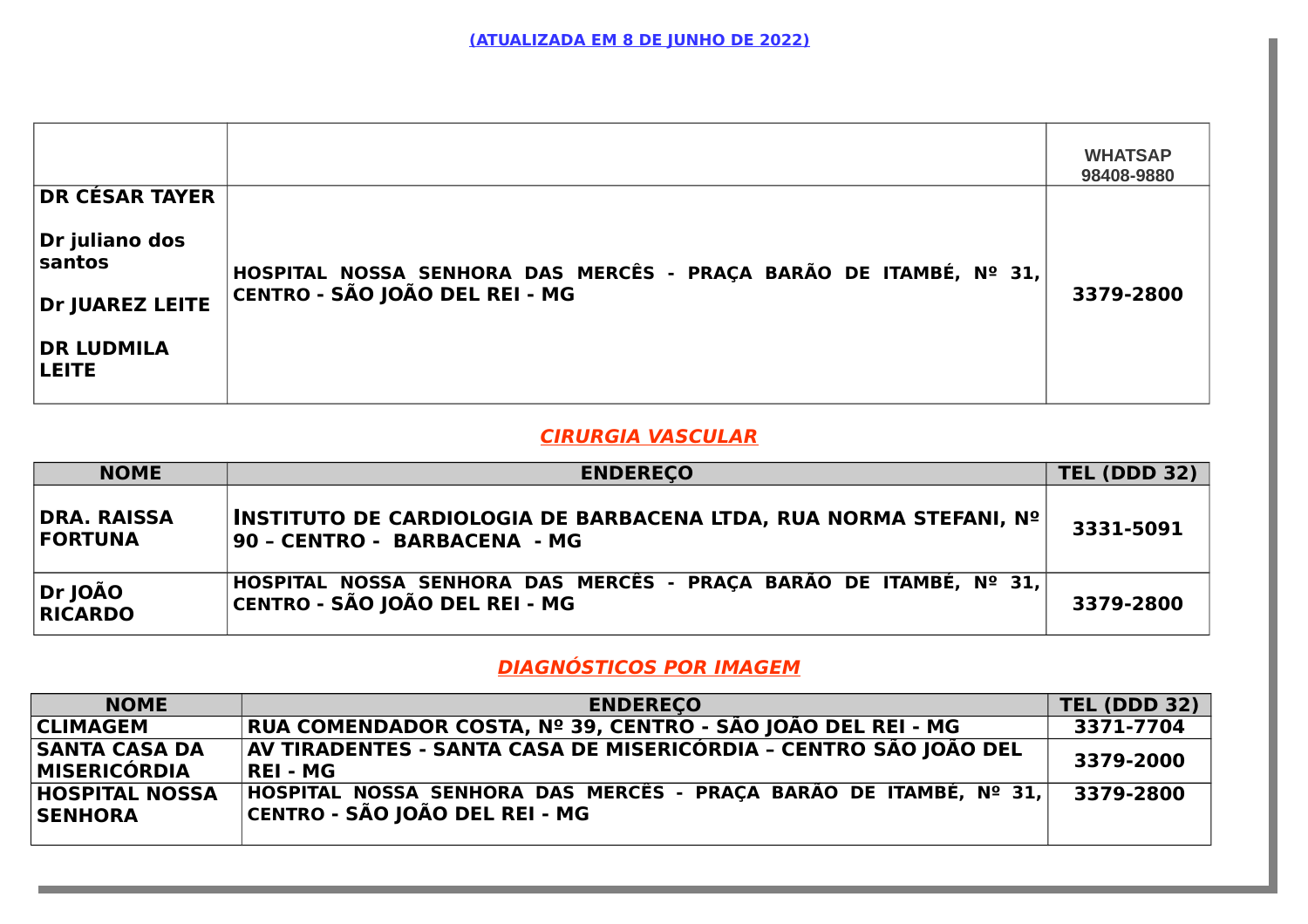(ATUALIZADA EM 8 DE JUNHO DE 2022)

| | | WHATSAP 98408-9880 |
|---|---|---|
| **DR CÉSAR TAYER**<br><br>**Dr juliano dos santos**<br><br>**Dr JUAREZ LEITE**<br><br>**DR LUDMILA LEITE** | **HOSPITAL NOSSA SENHORA DAS MERCÊS - PRAÇA BARÃO DE ITAMBÉ, Nº 31, CENTRO - SÃO JOÃO DEL REI - MG** | **3379-2800** |

## *CIRURGIA VASCULAR*

| NOME | ENDEREÇO | TEL (DDD 32) |
|---|---|---|
| **DRA. RAISSA FORTUNA** | **INSTITUTO DE CARDIOLOGIA DE BARBACENA LTDA, RUA NORMA STEFANI, Nº 90 – CENTRO - BARBACENA - MG** | **3331-5091** |
| **Dr JOÃO RICARDO** | **HOSPITAL NOSSA SENHORA DAS MERCÊS - PRAÇA BARÃO DE ITAMBÉ, Nº 31, CENTRO - SÃO JOÃO DEL REI - MG** | **3379-2800** |

## *DIAGNÓSTICOS POR IMAGEM*

| NOME | ENDEREÇO | TEL (DDD 32) |
|---|---|---|
| **CLIMAGEM** | **RUA COMENDADOR COSTA, Nº 39, CENTRO - SÃO JOÃO DEL REI - MG** | **3371-7704** |
| **SANTA CASA DA MISERICÓRDIA** | **AV TIRADENTES - SANTA CASA DE MISERICÓRDIA – CENTRO SÃO JOÃO DEL REI - MG** | **3379-2000** |
| **HOSPITAL NOSSA SENHORA** | **HOSPITAL NOSSA SENHORA DAS MERCÊS - PRAÇA BARÃO DE ITAMBÉ, Nº 31, CENTRO - SÃO JOÃO DEL REI - MG** | **3379-2800** |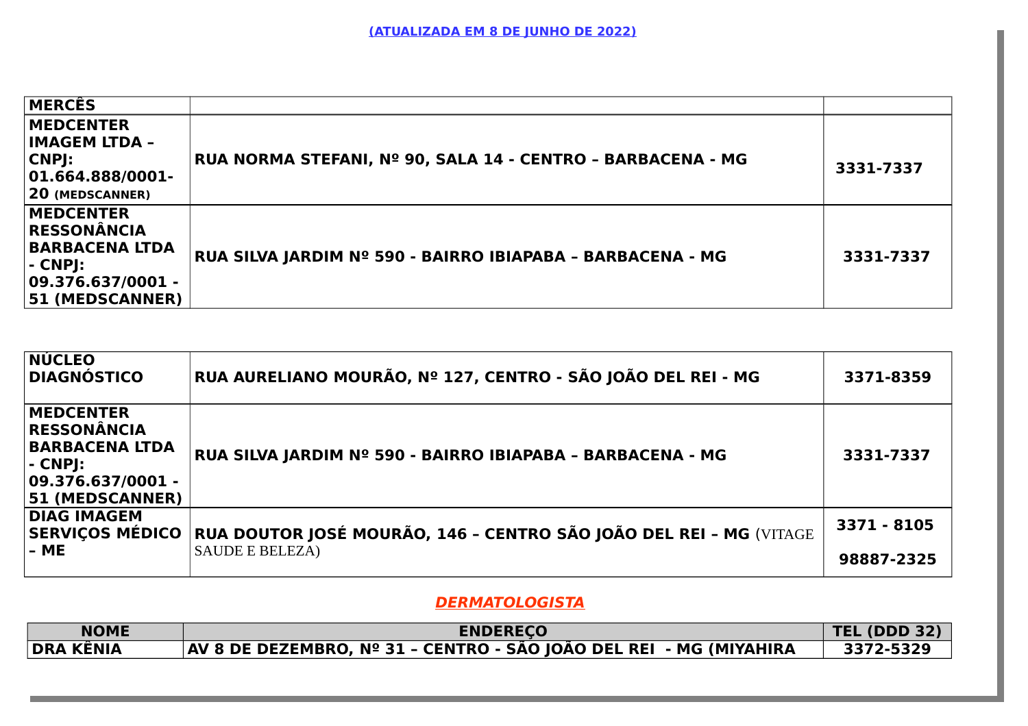**(ATUALIZADA EM 8 DE JUNHO DE 2022)**

| **MERCÊS** | | |
|---|---|---|
| **MEDCENTER IMAGEM LTDA – CNPJ: 01.664.888/0001-20 (MEDSCANNER)** | **RUA NORMA STEFANI, Nº 90, SALA 14 - CENTRO – BARBACENA - MG** | **3331-7337** |
| **MEDCENTER RESSONÂNCIA BARBACENA LTDA - CNPJ: 09.376.637/0001 - 51 (MEDSCANNER)** | **RUA SILVA JARDIM Nº 590 - BAIRRO IBIAPABA – BARBACENA - MG** | **3331-7337** |

| **NÚCLEO DIAGNÓSTICO** | **RUA AURELIANO MOURÃO, Nº 127, CENTRO - SÃO JOÃO DEL REI - MG** | **3371-8359** |
|---|---|---|
| **MEDCENTER RESSONÂNCIA BARBACENA LTDA - CNPJ: 09.376.637/0001 - 51 (MEDSCANNER)** | **RUA SILVA JARDIM Nº 590 - BAIRRO IBIAPABA – BARBACENA - MG** | **3331-7337** |
| **DIAG IMAGEM SERVIÇOS MÉDICO – ME** | **RUA DOUTOR JOSÉ MOURÃO, 146 – CENTRO SÃO JOÃO DEL REI – MG** (VITAGE SAUDE E BELEZA) | **3371 - 8105** **98887-2325** |

## ***DERMATOLOGISTA***

| **NOME** | **ENDEREÇO** | **TEL (DDD 32)** |
|---|---|---|
| **DRA KÊNIA** | **AV 8 DE DEZEMBRO, Nº 31 – CENTRO - SÃO JOÃO DEL REI - MG (MIYAHIRA** | **3372-5329** |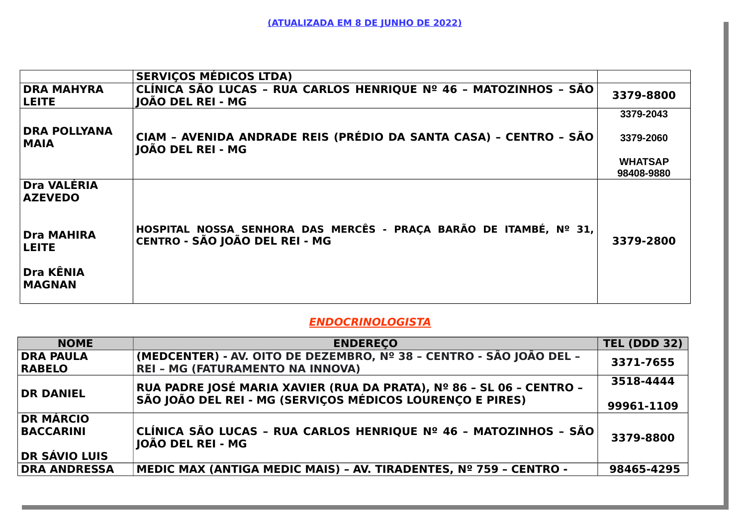(ATUALIZADA EM 8 DE JUNHO DE 2022)

| | | |
|---|---|---|
| | SERVIÇOS MÉDICOS LTDA) | |
| DRA MAHYRA LEITE | CLÍNICA SÃO LUCAS – RUA CARLOS HENRIQUE Nº 46 – MATOZINHOS – SÃO JOÃO DEL REI - MG | 3379-8800 |
| DRA POLLYANA MAIA | CIAM – AVENIDA ANDRADE REIS (PRÉDIO DA SANTA CASA) – CENTRO – SÃO JOÃO DEL REI - MG | 3379-2043<br>3379-2060<br>WHATSAP 98408-9880 |
| Dra VALÉRIA AZEVEDO<br>Dra MAHIRA LEITE<br>Dra KÊNIA MAGNAN | HOSPITAL NOSSA SENHORA DAS MERCÊS - PRAÇA BARÃO DE ITAMBÉ, Nº 31, CENTRO - SÃO JOÃO DEL REI - MG | 3379-2800 |

## *ENDOCRINOLOGISTA*

| NOME | ENDEREÇO | TEL (DDD 32) |
|---|---|---|
| DRA PAULA RABELO | (MEDCENTER) - AV. OITO DE DEZEMBRO, Nº 38 – CENTRO - SÃO JOÃO DEL – REI – MG (FATURAMENTO NA INNOVA) | 3371-7655 |
| DR DANIEL | RUA PADRE JOSÉ MARIA XAVIER (RUA DA PRATA), Nº 86 – SL 06 – CENTRO – SÃO JOÃO DEL REI - MG (SERVIÇOS MÉDICOS LOURENÇO E PIRES) | 3518-4444<br>99961-1109 |
| DR MÁRCIO BACCARINI<br>DR SÁVIO LUIS | CLÍNICA SÃO LUCAS – RUA CARLOS HENRIQUE Nº 46 – MATOZINHOS – SÃO JOÃO DEL REI - MG | 3379-8800 |
| DRA ANDRESSA | MEDIC MAX (ANTIGA MEDIC MAIS) – AV. TIRADENTES, Nº 759 – CENTRO - | 98465-4295 |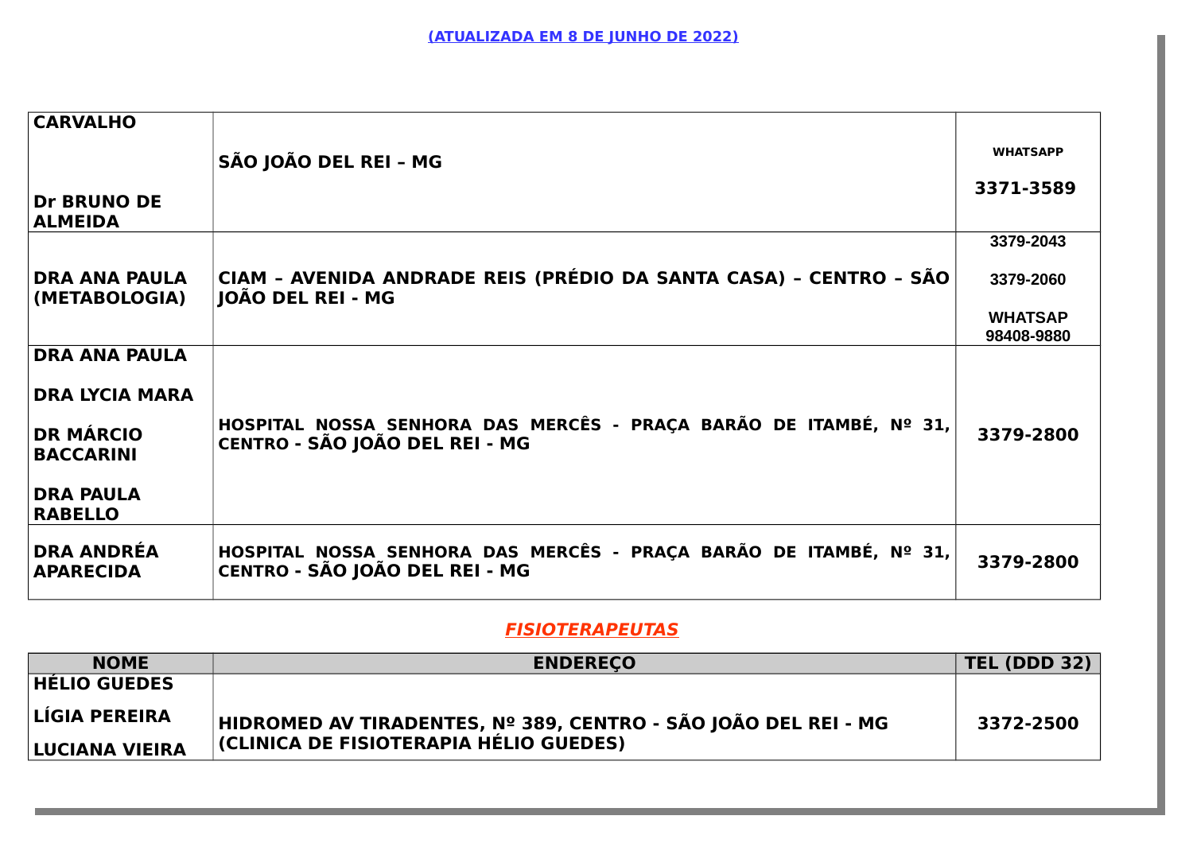(ATUALIZADA EM 8 DE JUNHO DE 2022)

| | | |
|---|---|---|
| **CARVALHO**<br><br>**Dr BRUNO DE ALMEIDA** | **SÃO JOÃO DEL REI – MG** | **WHATSAPP**<br>**3371-3589** |
| **DRA ANA PAULA (METABOLOGIA)** | **CIAM – AVENIDA ANDRADE REIS (PRÉDIO DA SANTA CASA) – CENTRO – SÃO JOÃO DEL REI - MG** | **3379-2043**<br>**3379-2060**<br>**WHATSAP 98408-9880** |
| **DRA ANA PAULA**<br>**DRA LYCIA MARA**<br>**DR MÁRCIO BACCARINI**<br>**DRA PAULA RABELLO** | **HOSPITAL NOSSA SENHORA DAS MERCÊS - PRAÇA BARÃO DE ITAMBÉ, Nº 31, CENTRO - SÃO JOÃO DEL REI - MG** | **3379-2800** |
| **DRA ANDRÉA APARECIDA** | **HOSPITAL NOSSA SENHORA DAS MERCÊS - PRAÇA BARÃO DE ITAMBÉ, Nº 31, CENTRO - SÃO JOÃO DEL REI - MG** | **3379-2800** |

## *FISIOTERAPEUTAS*

| NOME | ENDEREÇO | TEL (DDD 32) |
|---|---|---|
| **HÉLIO GUEDES**<br>**LÍGIA PEREIRA**<br>**LUCIANA VIEIRA** | **HIDROMED AV TIRADENTES, Nº 389, CENTRO - SÃO JOÃO DEL REI - MG (CLINICA DE FISIOTERAPIA HÉLIO GUEDES)** | **3372-2500** |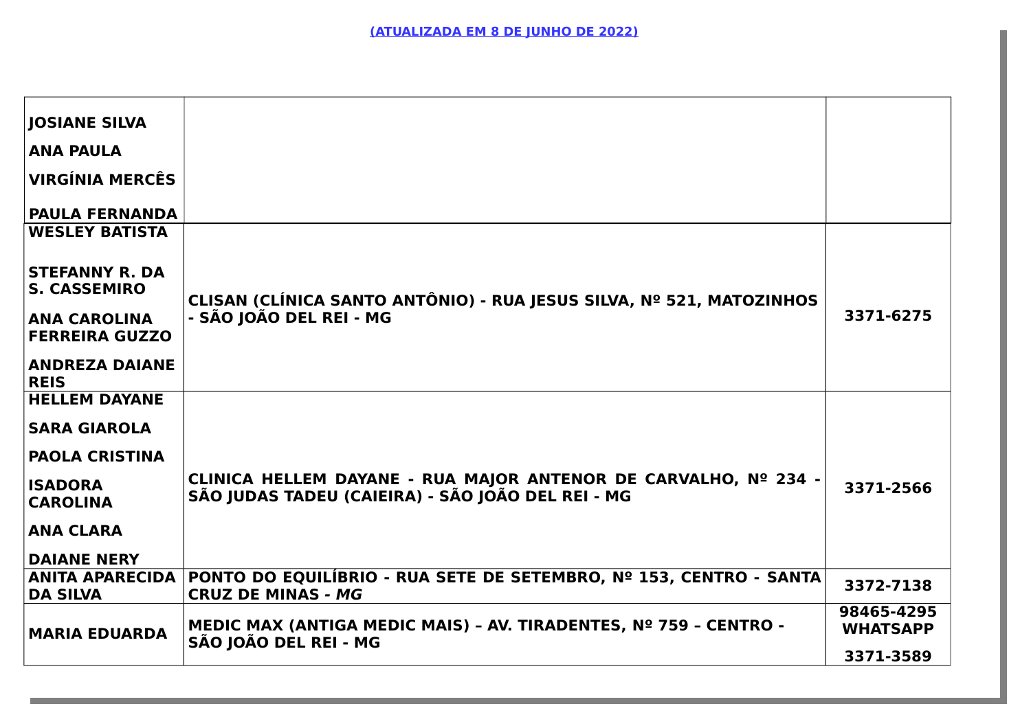**(ATUALIZADA EM 8 DE JUNHO DE 2022)**

| | | |
|---|---|---|
| **JOSIANE SILVA**<br>**ANA PAULA**<br>**VIRGÍNIA MERCÊS**<br>**PAULA FERNANDA** | | |
| **WESLEY BATISTA**<br>**STEFANNY R. DA S. CASSEMIRO**<br>**ANA CAROLINA FERREIRA GUZZO**<br>**ANDREZA DAIANE REIS** | **CLISAN (CLÍNICA SANTO ANTÔNIO) - RUA JESUS SILVA, Nº 521, MATOZINHOS - SÃO JOÃO DEL REI - MG** | **3371-6275** |
| **HELLEM DAYANE**<br>**SARA GIAROLA**<br>**PAOLA CRISTINA**<br>**ISADORA CAROLINA**<br>**ANA CLARA**<br>**DAIANE NERY** | **CLINICA HELLEM DAYANE - RUA MAJOR ANTENOR DE CARVALHO, Nº 234 - SÃO JUDAS TADEU (CAIEIRA) - SÃO JOÃO DEL REI - MG** | **3371-2566** |
| **ANITA APARECIDA DA SILVA** | **PONTO DO EQUILÍBRIO - RUA SETE DE SETEMBRO, Nº 153, CENTRO - SANTA CRUZ DE MINAS - *MG*** | **3372-7138** |
| **MARIA EDUARDA** | **MEDIC MAX (ANTIGA MEDIC MAIS) – AV. TIRADENTES, Nº 759 – CENTRO - SÃO JOÃO DEL REI - MG** | **98465-4295 WHATSAPP**<br>**3371-3589** |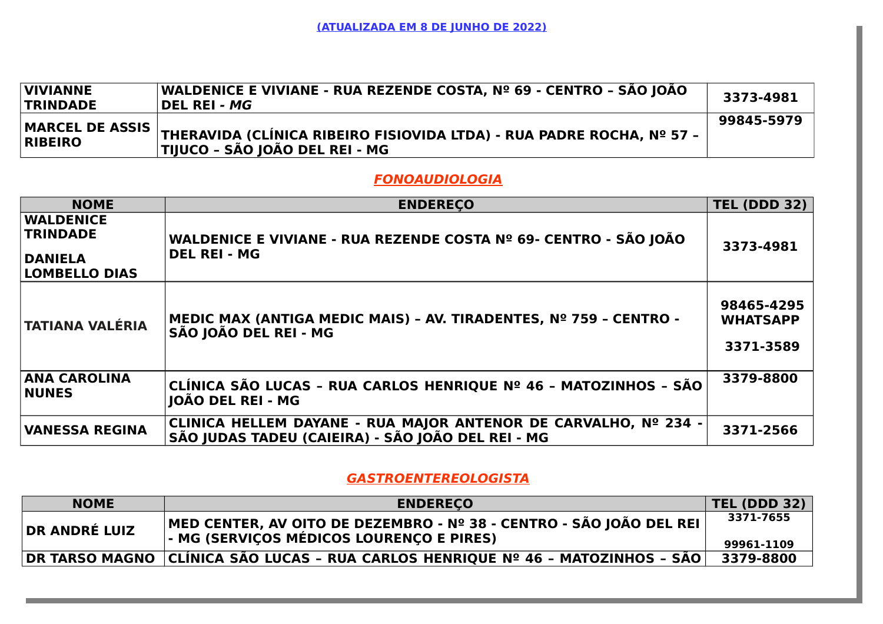**(ATUALIZADA EM 8 DE JUNHO DE 2022)**

| | | |
|---|---|---|
| **VIVIANNE TRINDADE** | **WALDENICE E VIVIANE - RUA REZENDE COSTA, Nº 69 - CENTRO – SÃO JOÃO DEL REI - *MG*** | **3373-4981** |
| **MARCEL DE ASSIS RIBEIRO** | **THERAVIDA (CLÍNICA RIBEIRO FISIOVIDA LTDA) - RUA PADRE ROCHA, Nº 57 – TIJUCO – SÃO JOÃO DEL REI - MG** | **99845-5979** |

## ***FONOAUDIOLOGIA***

| NOME | ENDEREÇO | TEL (DDD 32) |
|---|---|---|
| **WALDENICE TRINDADE**<br><br>**DANIELA LOMBELLO DIAS** | **WALDENICE E VIVIANE - RUA REZENDE COSTA Nº 69- CENTRO - SÃO JOÃO DEL REI - MG** | **3373-4981** |
| **TATIANA VALÉRIA** | **MEDIC MAX (ANTIGA MEDIC MAIS) – AV. TIRADENTES, Nº 759 – CENTRO - SÃO JOÃO DEL REI - MG** | **98465-4295 WHATSAPP**<br><br>**3371-3589** |
| **ANA CAROLINA NUNES** | **CLÍNICA SÃO LUCAS – RUA CARLOS HENRIQUE Nº 46 – MATOZINHOS – SÃO JOÃO DEL REI - MG** | **3379-8800** |
| **VANESSA REGINA** | **CLINICA HELLEM DAYANE - RUA MAJOR ANTENOR DE CARVALHO, Nº 234 - SÃO JUDAS TADEU (CAIEIRA) - SÃO JOÃO DEL REI - MG** | **3371-2566** |

## ***GASTROENTEREOLOGISTA***

| NOME | ENDEREÇO | TEL (DDD 32) |
|---|---|---|
| **DR ANDRÉ LUIZ** | **MED CENTER, AV OITO DE DEZEMBRO - Nº 38 - CENTRO - SÃO JOÃO DEL REI - MG (SERVIÇOS MÉDICOS LOURENÇO E PIRES)** | **3371-7655**<br><br>**99961-1109** |
| **DR TARSO MAGNO** | **CLÍNICA SÃO LUCAS – RUA CARLOS HENRIQUE Nº 46 – MATOZINHOS – SÃO** | **3379-8800** |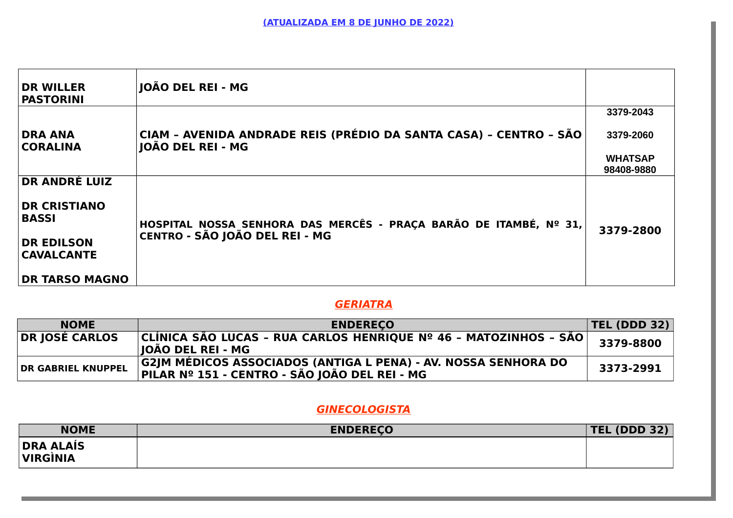(ATUALIZADA EM 8 DE JUNHO DE 2022)

| | | |
|---|---|---|
| DR WILLER PASTORINI | JOÃO DEL REI - MG | |
| DRA ANA CORALINA | CIAM – AVENIDA ANDRADE REIS (PRÉDIO DA SANTA CASA) – CENTRO – SÃO JOÃO DEL REI - MG | 3379-2043<br>3379-2060<br>WHATSAP 98408-9880 |
| DR ANDRÉ LUIZ<br>DR CRISTIANO BASSI<br>DR EDILSON CAVALCANTE<br>DR TARSO MAGNO | HOSPITAL NOSSA SENHORA DAS MERCÊS - PRAÇA BARÃO DE ITAMBÉ, Nº 31, CENTRO - SÃO JOÃO DEL REI - MG | 3379-2800 |

## *GERIATRA*

| NOME | ENDEREÇO | TEL (DDD 32) |
|---|---|---|
| DR JOSÉ CARLOS | CLÍNICA SÃO LUCAS – RUA CARLOS HENRIQUE Nº 46 – MATOZINHOS – SÃO JOÃO DEL REI - MG | 3379-8800 |
| DR GABRIEL KNUPPEL | G2JM MÉDICOS ASSOCIADOS (ANTIGA L PENA) - AV. NOSSA SENHORA DO PILAR Nº 151 - CENTRO - SÃO JOÃO DEL REI - MG | 3373-2991 |

## *GINECOLOGISTA*

| NOME | ENDEREÇO | TEL (DDD 32) |
|---|---|---|
| DRA ALAÍS VIRGÌNIA | | |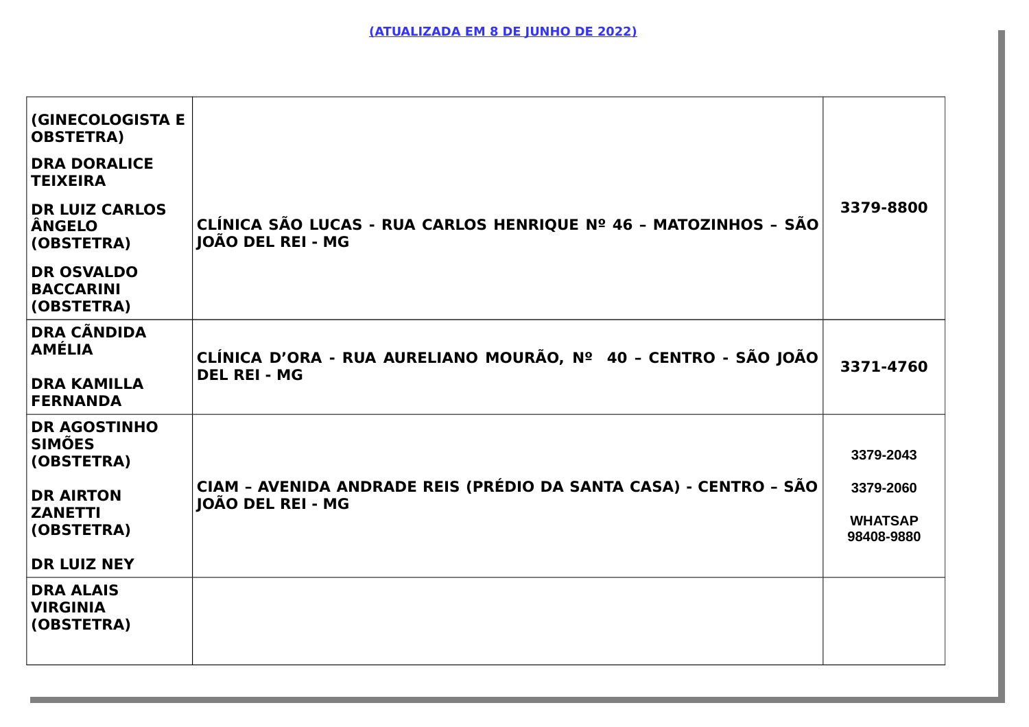(ATUALIZADA EM 8 DE JUNHO DE 2022)

| | | |
|---|---|---|
| **(GINECOLOGISTA E OBSTETRA)**<br>**DRA DORALICE TEIXEIRA**<br>**DR LUIZ CARLOS ÂNGELO (OBSTETRA)**<br>**DR OSVALDO BACCARINI (OBSTETRA)** | **CLÍNICA SÃO LUCAS - RUA CARLOS HENRIQUE Nº 46 – MATOZINHOS – SÃO JOÃO DEL REI - MG** | **3379-8800** |
| **DRA CÃNDIDA AMÉLIA**<br>**DRA KAMILLA FERNANDA** | **CLÍNICA D'ORA - RUA AURELIANO MOURÃO, Nº 40 – CENTRO - SÃO JOÃO DEL REI - MG** | **3371-4760** |
| **DR AGOSTINHO SIMÕES (OBSTETRA)**<br>**DR AIRTON ZANETTI (OBSTETRA)**<br>**DR LUIZ NEY** | **CIAM – AVENIDA ANDRADE REIS (PRÉDIO DA SANTA CASA) - CENTRO – SÃO JOÃO DEL REI - MG** | **3379-2043**<br>**3379-2060**<br>**WHATSAP 98408-9880** |
| **DRA ALAIS VIRGINIA (OBSTETRA)** | | |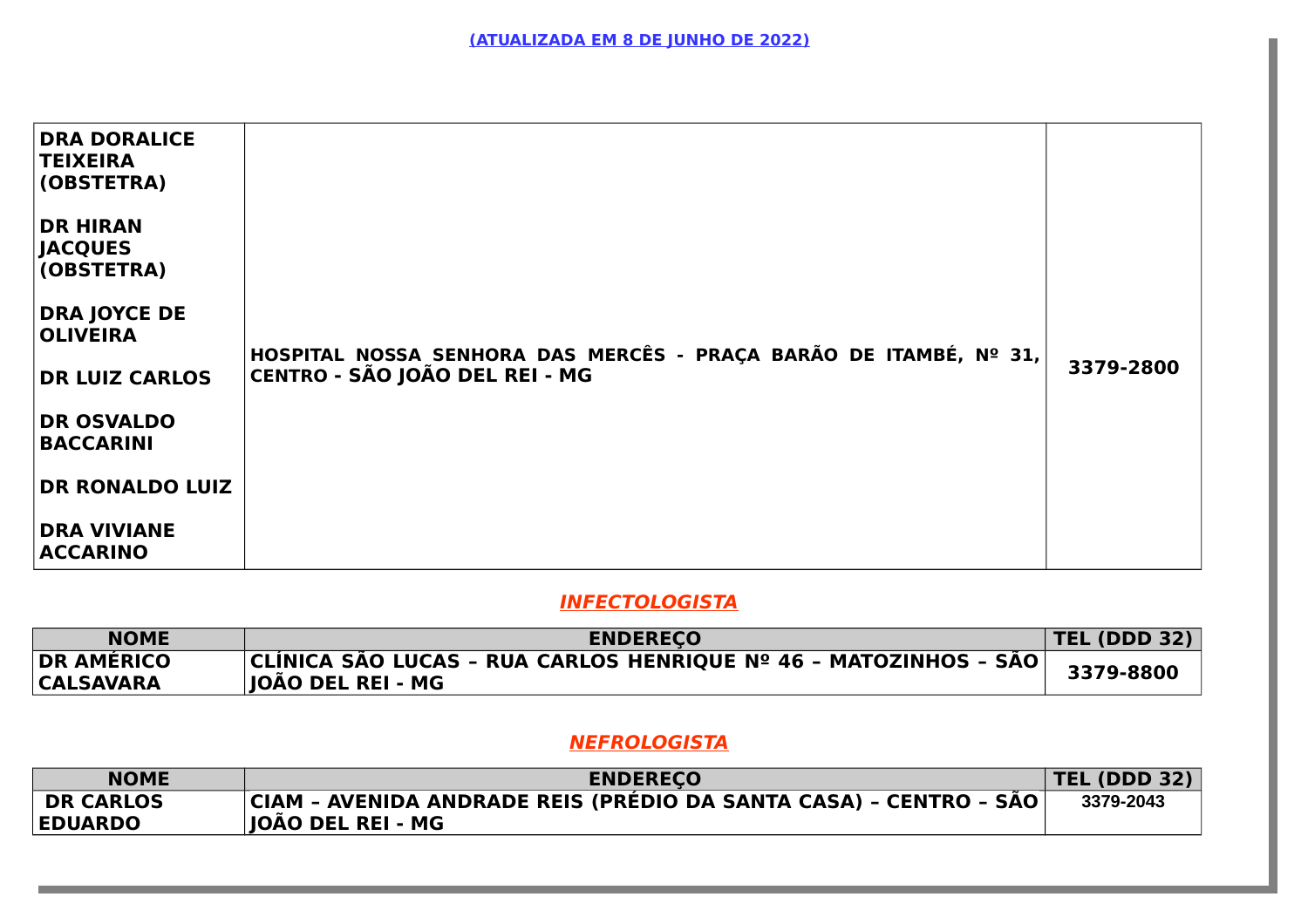(ATUALIZADA EM 8 DE JUNHO DE 2022)

| | | |
|---|---|---|
| **DRA DORALICE TEIXEIRA (OBSTETRA)**<br><br>**DR HIRAN JACQUES (OBSTETRA)**<br><br>**DRA JOYCE DE OLIVEIRA**<br><br>**DR LUIZ CARLOS**<br><br>**DR OSVALDO BACCARINI**<br><br>**DR RONALDO LUIZ**<br><br>**DRA VIVIANE ACCARINO** | **HOSPITAL NOSSA SENHORA DAS MERCÊS - PRAÇA BARÃO DE ITAMBÉ, Nº 31, CENTRO - SÃO JOÃO DEL REI - MG** | **3379-2800** |

## *INFECTOLOGISTA*

| NOME | ENDEREÇO | TEL (DDD 32) |
|---|---|---|
| **DR AMÉRICO CALSAVARA** | **CLÍNICA SÃO LUCAS – RUA CARLOS HENRIQUE Nº 46 – MATOZINHOS – SÃO JOÃO DEL REI - MG** | **3379-8800** |

## *NEFROLOGISTA*

| NOME | ENDEREÇO | TEL (DDD 32) |
|---|---|---|
| **DR CARLOS EDUARDO** | **CIAM – AVENIDA ANDRADE REIS (PRÉDIO DA SANTA CASA) – CENTRO – SÃO JOÃO DEL REI - MG** | **3379-2043** |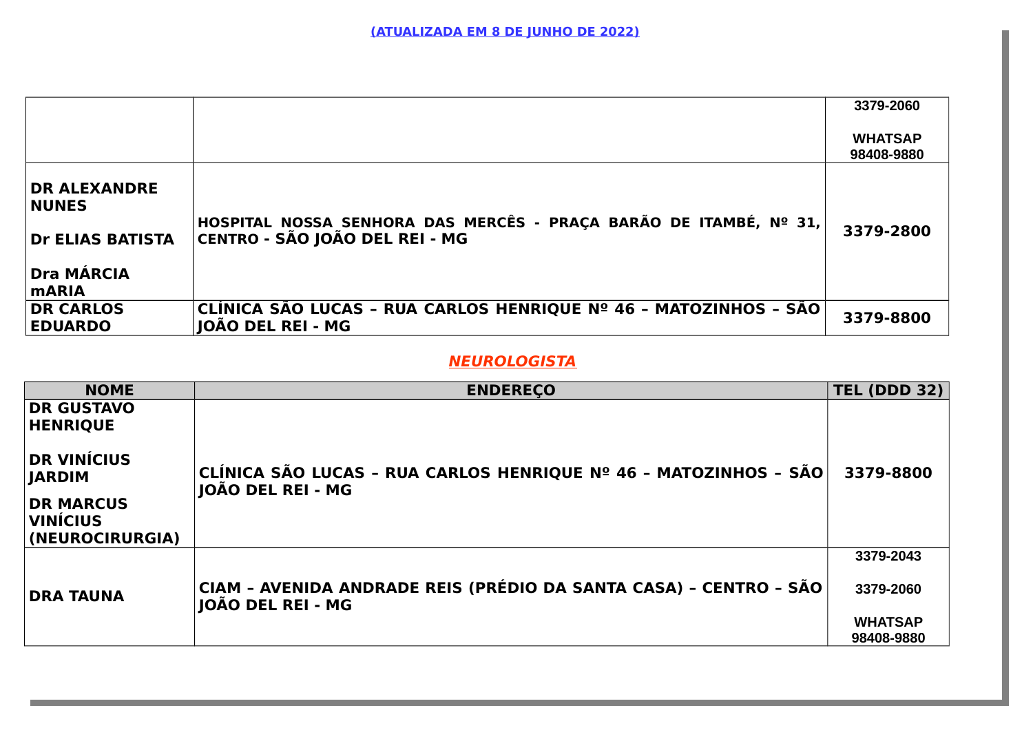**(ATUALIZADA EM 8 DE JUNHO DE 2022)**

| | | |
|---|---|---|
| | | 3379-2060<br><br>WHATSAP 98408-9880 |
| **DR ALEXANDRE NUNES**<br><br>**Dr ELIAS BATISTA**<br><br>**Dra MÁRCIA mARIA** | **HOSPITAL NOSSA SENHORA DAS MERCÊS - PRAÇA BARÃO DE ITAMBÉ, Nº 31, CENTRO - SÃO JOÃO DEL REI - MG** | **3379-2800** |
| **DR CARLOS EDUARDO** | **CLÍNICA SÃO LUCAS – RUA CARLOS HENRIQUE Nº 46 – MATOZINHOS – SÃO JOÃO DEL REI - MG** | **3379-8800** |

## ***NEUROLOGISTA***

| NOME | ENDEREÇO | TEL (DDD 32) |
|---|---|---|
| **DR GUSTAVO HENRIQUE**<br><br>**DR VINÍCIUS JARDIM**<br><br>**DR MARCUS VINÍCIUS (NEUROCIRURGIA)** | **CLÍNICA SÃO LUCAS – RUA CARLOS HENRIQUE Nº 46 – MATOZINHOS – SÃO JOÃO DEL REI - MG** | **3379-8800** |
| **DRA TAUNA** | **CIAM – AVENIDA ANDRADE REIS (PRÉDIO DA SANTA CASA) – CENTRO – SÃO JOÃO DEL REI - MG** | 3379-2043<br><br>3379-2060<br><br>WHATSAP 98408-9880 |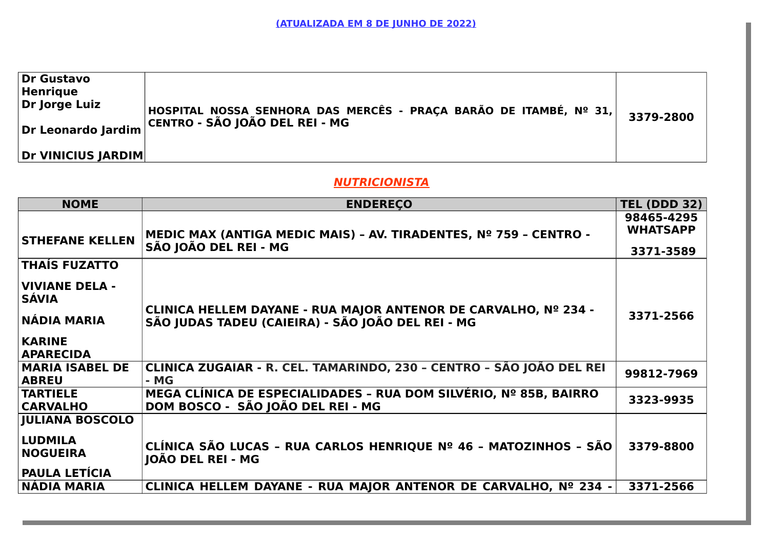(ATUALIZADA EM 8 DE JUNHO DE 2022)

| | | |
|---|---|---|
| Dr Gustavo Henrique<br>Dr Jorge Luiz<br>Dr Leonardo Jardim<br>Dr VINICIUS JARDIM | HOSPITAL NOSSA SENHORA DAS MERCÊS - PRAÇA BARÃO DE ITAMBÉ, Nº 31, CENTRO - SÃO JOÃO DEL REI - MG | 3379-2800 |

## *NUTRICIONISTA*

| NOME | ENDEREÇO | TEL (DDD 32) |
|---|---|---|
| STHEFANE KELLEN | MEDIC MAX (ANTIGA MEDIC MAIS) – AV. TIRADENTES, Nº 759 – CENTRO - SÃO JOÃO DEL REI - MG | 98465-4295 WHATSAPP<br>3371-3589 |
| THAÍS FUZATTO<br>VIVIANE DELA - SÁVIA<br>NÁDIA MARIA<br>KARINE APARECIDA | CLINICA HELLEM DAYANE - RUA MAJOR ANTENOR DE CARVALHO, Nº 234 - SÃO JUDAS TADEU (CAIEIRA) - SÃO JOÃO DEL REI - MG | 3371-2566 |
| MARIA ISABEL DE ABREU | CLINICA ZUGAIAR - R. CEL. TAMARINDO, 230 – CENTRO – SÃO JOÃO DEL REI - MG | 99812-7969 |
| TARTIELE CARVALHO | MEGA CLÍNICA DE ESPECIALIDADES – RUA DOM SILVÉRIO, Nº 85B, BAIRRO DOM BOSCO - SÃO JOÃO DEL REI - MG | 3323-9935 |
| JULIANA BOSCOLO<br>LUDMILA NOGUEIRA<br>PAULA LETÍCIA | CLÍNICA SÃO LUCAS – RUA CARLOS HENRIQUE Nº 46 – MATOZINHOS – SÃO JOÃO DEL REI - MG | 3379-8800 |
| NÁDIA MARIA | CLINICA HELLEM DAYANE - RUA MAJOR ANTENOR DE CARVALHO, Nº 234 - | 3371-2566 |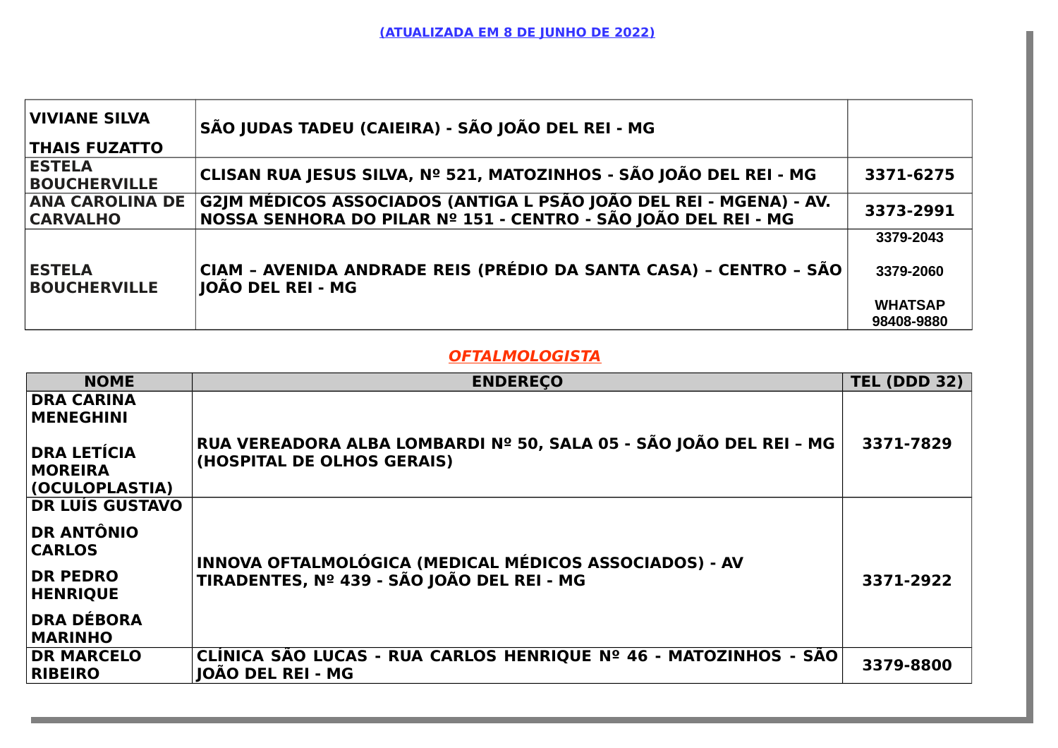**(ATUALIZADA EM 8 DE JUNHO DE 2022)**

| | | |
|---|---|---|
| **VIVIANE SILVA**<br>**THAIS FUZATTO** | **SÃO JUDAS TADEU (CAIEIRA) - SÃO JOÃO DEL REI - MG** | |
| **ESTELA BOUCHERVILLE** | **CLISAN RUA JESUS SILVA, Nº 521, MATOZINHOS - SÃO JOÃO DEL REI - MG** | **3371-6275** |
| **ANA CAROLINA DE CARVALHO** | **G2JM MÉDICOS ASSOCIADOS (ANTIGA L PSÃO JOÃO DEL REI - MGENA) - AV. NOSSA SENHORA DO PILAR Nº 151 - CENTRO - SÃO JOÃO DEL REI - MG** | **3373-2991** |
| **ESTELA BOUCHERVILLE** | **CIAM – AVENIDA ANDRADE REIS (PRÉDIO DA SANTA CASA) – CENTRO – SÃO JOÃO DEL REI - MG** | **3379-2043**<br>**3379-2060**<br>**WHATSAP 98408-9880** |

## *OFTALMOLOGISTA*

| NOME | ENDEREÇO | TEL (DDD 32) |
|---|---|---|
| **DRA CARINA MENEGHINI**<br>**DRA LETÍCIA MOREIRA (OCULOPLASTIA)** | **RUA VEREADORA ALBA LOMBARDI Nº 50, SALA 05 - SÃO JOÃO DEL REI – MG (HOSPITAL DE OLHOS GERAIS)** | **3371-7829** |
| **DR LUÍS GUSTAVO**<br>**DR ANTÔNIO CARLOS**<br>**DR PEDRO HENRIQUE**<br>**DRA DÉBORA MARINHO** | **INNOVA OFTALMOLÓGICA (MEDICAL MÉDICOS ASSOCIADOS) - AV TIRADENTES, Nº 439 - SÃO JOÃO DEL REI - MG** | **3371-2922** |
| **DR MARCELO RIBEIRO** | **CLÍNICA SÃO LUCAS - RUA CARLOS HENRIQUE Nº 46 - MATOZINHOS - SÃO JOÃO DEL REI - MG** | **3379-8800** |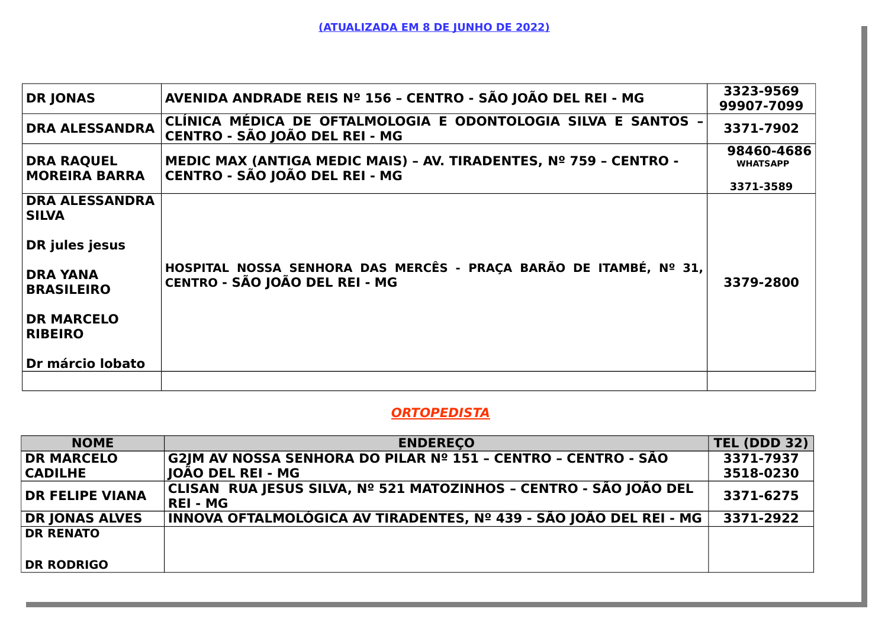**(ATUALIZADA EM 8 DE JUNHO DE 2022)**

| | | |
|---|---|---|
| **DR JONAS** | **AVENIDA ANDRADE REIS Nº 156 – CENTRO - SÃO JOÃO DEL REI - MG** | **3323-9569**<br>**99907-7099** |
| **DRA ALESSANDRA** | **CLÍNICA MÉDICA DE OFTALMOLOGIA E ODONTOLOGIA SILVA E SANTOS – CENTRO - SÃO JOÃO DEL REI - MG** | **3371-7902** |
| **DRA RAQUEL MOREIRA BARRA** | **MEDIC MAX (ANTIGA MEDIC MAIS) – AV. TIRADENTES, Nº 759 – CENTRO - CENTRO - SÃO JOÃO DEL REI - MG** | **98460-4686 WHATSAPP**<br><br>**3371-3589** |
| **DRA ALESSANDRA SILVA**<br><br>**DR jules jesus**<br><br>**DRA YANA BRASILEIRO**<br><br>**DR MARCELO RIBEIRO**<br><br>**Dr márcio lobato** | **HOSPITAL NOSSA SENHORA DAS MERCÊS - PRAÇA BARÃO DE ITAMBÉ, Nº 31, CENTRO - SÃO JOÃO DEL REI - MG** | **3379-2800** |
| | | |

## *ORTOPEDISTA*

| NOME | ENDEREÇO | TEL (DDD 32) |
|---|---|---|
| **DR MARCELO CADILHE** | **G2JM AV NOSSA SENHORA DO PILAR Nº 151 – CENTRO – CENTRO - SÃO JOÃO DEL REI - MG** | **3371-7937**<br>**3518-0230** |
| **DR FELIPE VIANA** | **CLISAN RUA JESUS SILVA, Nº 521 MATOZINHOS – CENTRO - SÃO JOÃO DEL REI - MG** | **3371-6275** |
| **DR JONAS ALVES** | **INNOVA OFTALMOLÓGICA AV TIRADENTES, Nº 439 - SÃO JOÃO DEL REI - MG** | **3371-2922** |
| **DR RENATO**<br><br>**DR RODRIGO** | | |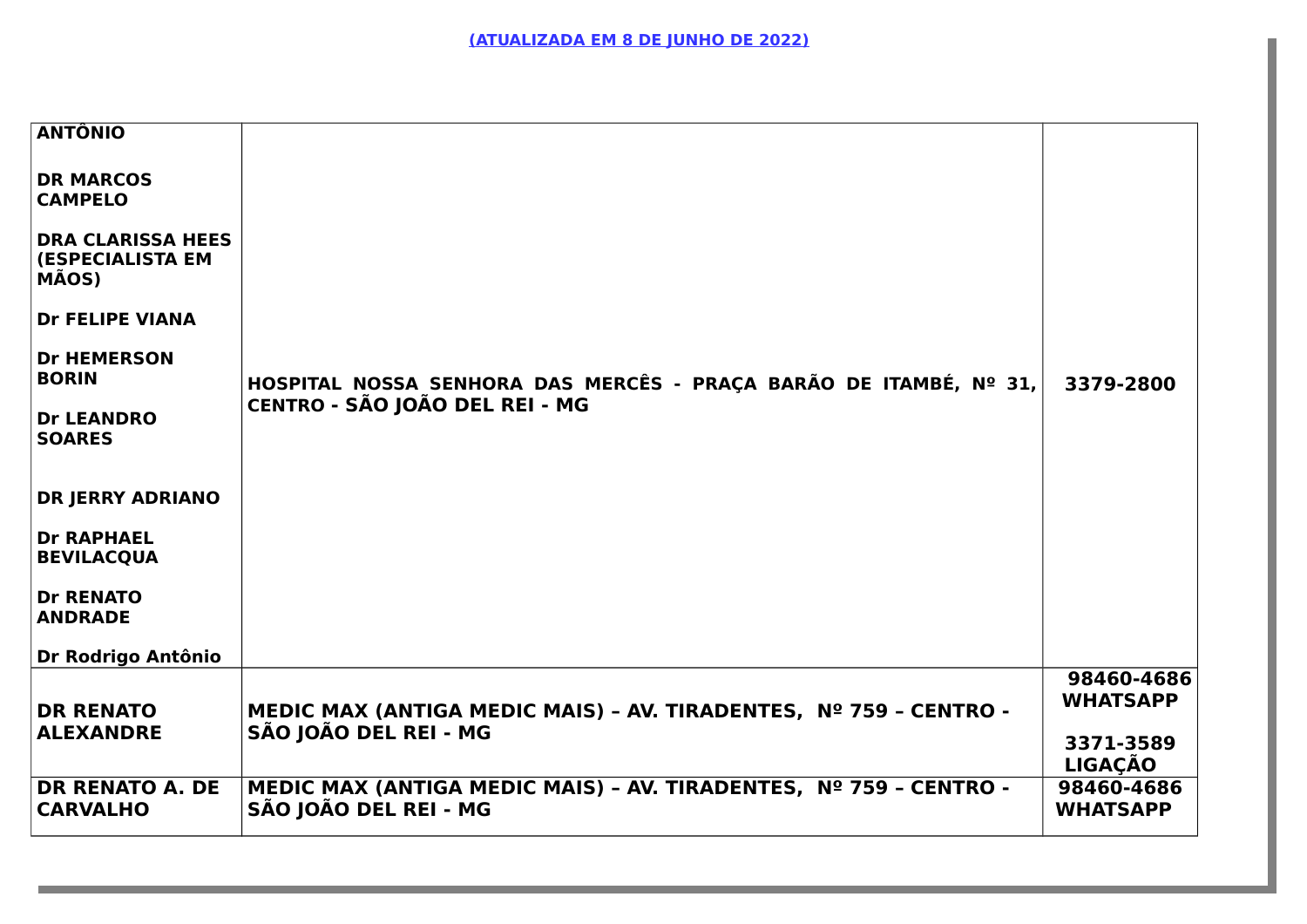(ATUALIZADA EM 8 DE JUNHO DE 2022)

| | | |
|---|---|---|
| **ANTÔNIO**<br><br>**DR MARCOS CAMPELO**<br><br>**DRA CLARISSA HEES (ESPECIALISTA EM MÃOS)**<br><br>**Dr FELIPE VIANA**<br><br>**Dr HEMERSON BORIN**<br><br>**Dr LEANDRO SOARES**<br><br>**DR JERRY ADRIANO**<br><br>**Dr RAPHAEL BEVILACQUA**<br><br>**Dr RENATO ANDRADE**<br><br>**Dr Rodrigo Antônio** | **HOSPITAL NOSSA SENHORA DAS MERCÊS - PRAÇA BARÃO DE ITAMBÉ, Nº 31, CENTRO - SÃO JOÃO DEL REI - MG** | **3379-2800** |
| **DR RENATO ALEXANDRE** | **MEDIC MAX (ANTIGA MEDIC MAIS) – AV. TIRADENTES, Nº 759 – CENTRO - SÃO JOÃO DEL REI - MG** | **98460-4686 WHATSAPP**<br><br>**3371-3589 LIGAÇÃO** |
| **DR RENATO A. DE CARVALHO** | **MEDIC MAX (ANTIGA MEDIC MAIS) – AV. TIRADENTES, Nº 759 – CENTRO - SÃO JOÃO DEL REI - MG** | **98460-4686 WHATSAPP** |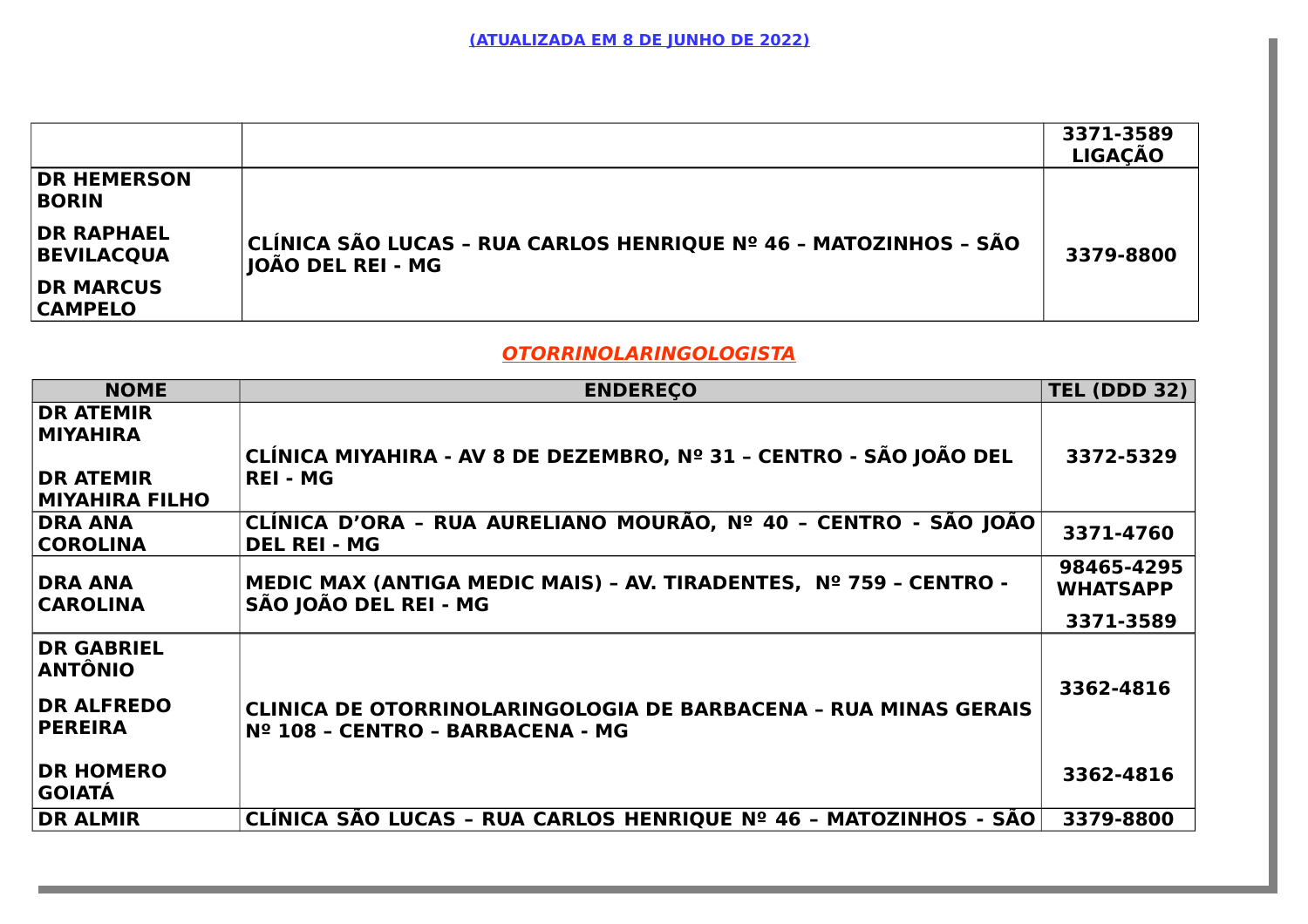**(ATUALIZADA EM 8 DE JUNHO DE 2022)**

| | | |
|---|---|---|
| | | **3371-3589 LIGAÇÃO** |
| **DR HEMERSON BORIN**<br>**DR RAPHAEL BEVILACQUA**<br>**DR MARCUS CAMPELO** | **CLÍNICA SÃO LUCAS – RUA CARLOS HENRIQUE Nº 46 – MATOZINHOS – SÃO JOÃO DEL REI - MG** | **3379-8800** |

## *OTORRINOLARINGOLOGISTA*

| NOME | ENDEREÇO | TEL (DDD 32) |
|---|---|---|
| **DR ATEMIR MIYAHIRA**<br>**DR ATEMIR MIYAHIRA FILHO** | **CLÍNICA MIYAHIRA - AV 8 DE DEZEMBRO, Nº 31 – CENTRO - SÃO JOÃO DEL REI - MG** | **3372-5329** |
| **DRA ANA COROLINA** | **CLÍNICA D'ORA – RUA AURELIANO MOURÃO, Nº 40 – CENTRO - SÃO JOÃO DEL REI - MG** | **3371-4760** |
| **DRA ANA CAROLINA** | **MEDIC MAX (ANTIGA MEDIC MAIS) – AV. TIRADENTES, Nº 759 – CENTRO - SÃO JOÃO DEL REI - MG** | **98465-4295 WHATSAPP**<br>**3371-3589** |
| **DR GABRIEL ANTÔNIO**<br>**DR ALFREDO PEREIRA** | **CLINICA DE OTORRINOLARINGOLOGIA DE BARBACENA – RUA MINAS GERAIS Nº 108 – CENTRO – BARBACENA - MG** | **3362-4816** |
| **DR HOMERO GOIATÁ** | | **3362-4816** |
| **DR ALMIR** | **CLÍNICA SÃO LUCAS – RUA CARLOS HENRIQUE Nº 46 – MATOZINHOS - SÃO** | **3379-8800** |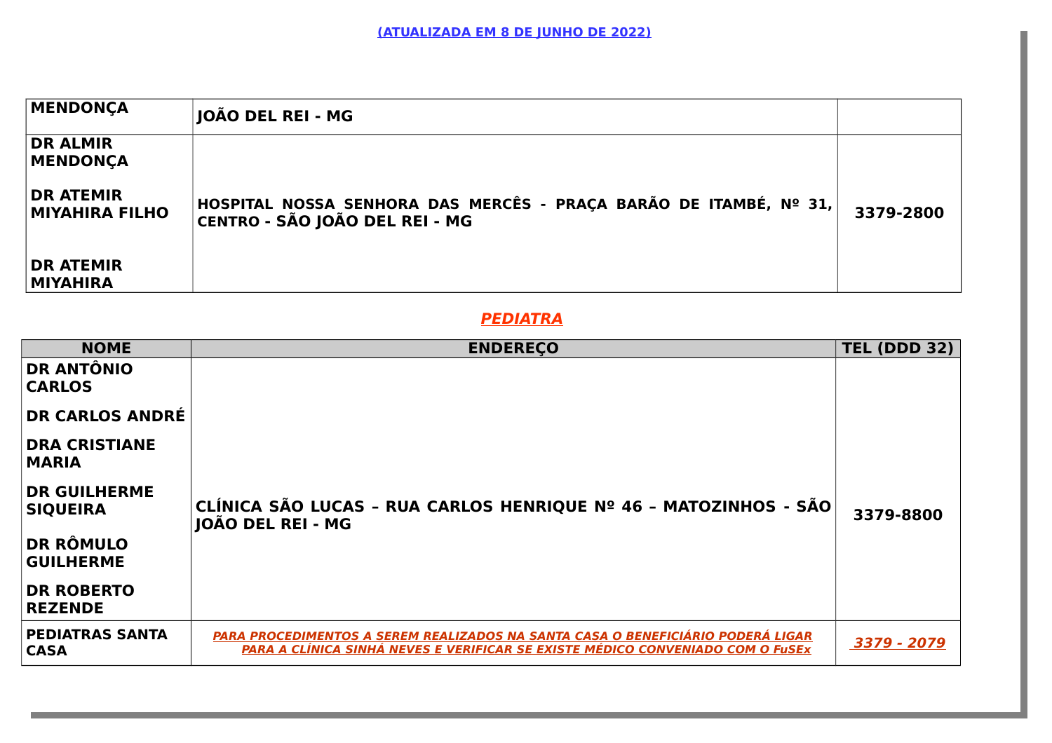**(ATUALIZADA EM 8 DE JUNHO DE 2022)**

| MENDONÇA | JOÃO DEL REI - MG | |
|---|---|---|
| DR ALMIR MENDONÇA<br><br>DR ATEMIR MIYAHIRA FILHO<br><br>DR ATEMIR MIYAHIRA | HOSPITAL NOSSA SENHORA DAS MERCÊS - PRAÇA BARÃO DE ITAMBÉ, Nº 31, CENTRO - SÃO JOÃO DEL REI - MG | 3379-2800 |

## ***PEDIATRA***

| NOME | ENDEREÇO | TEL (DDD 32) |
|---|---|---|
| DR ANTÔNIO CARLOS<br><br>DR CARLOS ANDRÉ<br><br>DRA CRISTIANE MARIA<br><br>DR GUILHERME SIQUEIRA<br><br>DR RÔMULO GUILHERME<br><br>DR ROBERTO REZENDE | CLÍNICA SÃO LUCAS – RUA CARLOS HENRIQUE Nº 46 – MATOZINHOS - SÃO JOÃO DEL REI - MG | 3379-8800 |
| PEDIATRAS SANTA CASA | ***PARA PROCEDIMENTOS A SEREM REALIZADOS NA SANTA CASA O BENEFICIÁRIO PODERÁ LIGAR PARA A CLÍNICA SINHÁ NEVES E VERIFICAR SE EXISTE MÉDICO CONVENIADO COM O FuSEx*** | ***3379 - 2079*** |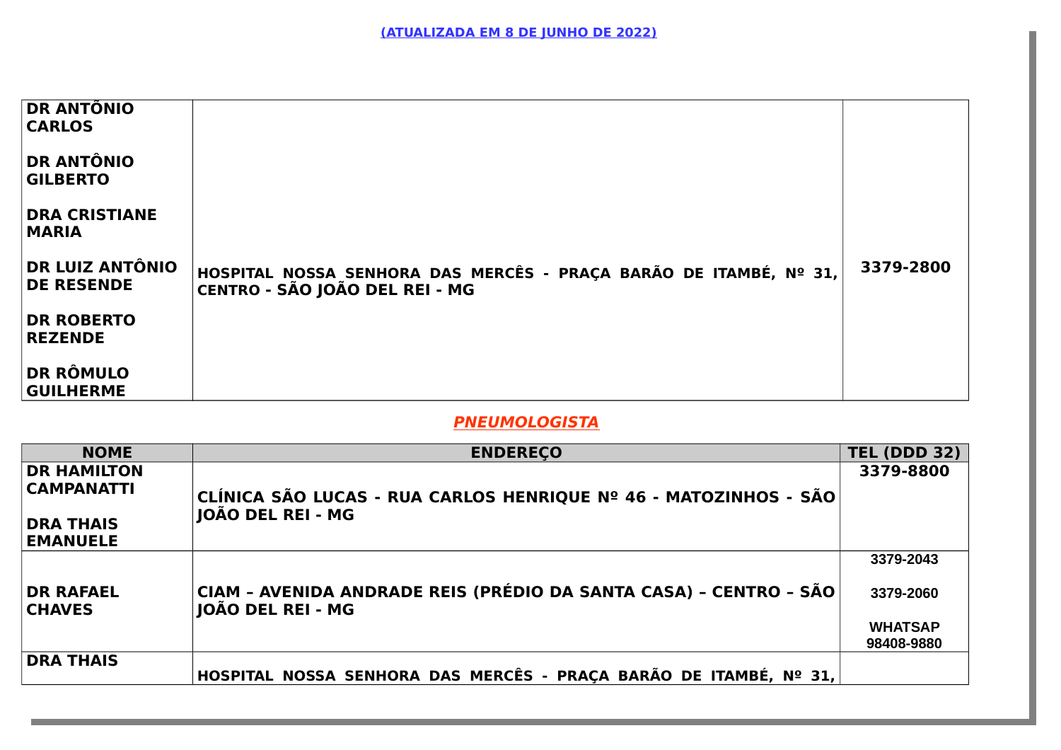(ATUALIZADA EM 8 DE JUNHO DE 2022)

| | | |
|---|---|---|
| **DR ANTÕNIO CARLOS**<br><br>**DR ANTÔNIO GILBERTO**<br><br>**DRA CRISTIANE MARIA**<br><br>**DR LUIZ ANTÔNIO DE RESENDE**<br><br>**DR ROBERTO REZENDE**<br><br>**DR RÔMULO GUILHERME** | **HOSPITAL NOSSA SENHORA DAS MERCÊS - PRAÇA BARÃO DE ITAMBÉ, Nº 31, CENTRO - SÃO JOÃO DEL REI - MG** | **3379-2800** |

## *PNEUMOLOGISTA*

| NOME | ENDEREÇO | TEL (DDD 32) |
|---|---|---|
| **DR HAMILTON CAMPANATTI**<br><br>**DRA THAIS EMANUELE** | **CLÍNICA SÃO LUCAS - RUA CARLOS HENRIQUE Nº 46 - MATOZINHOS - SÃO JOÃO DEL REI - MG** | **3379-8800** |
| **DR RAFAEL CHAVES** | **CIAM – AVENIDA ANDRADE REIS (PRÉDIO DA SANTA CASA) – CENTRO – SÃO JOÃO DEL REI - MG** | **3379-2043**<br><br>**3379-2060**<br><br>**WHATSAP 98408-9880** |
| **DRA THAIS** | **HOSPITAL NOSSA SENHORA DAS MERCÊS - PRAÇA BARÃO DE ITAMBÉ, Nº 31,** | |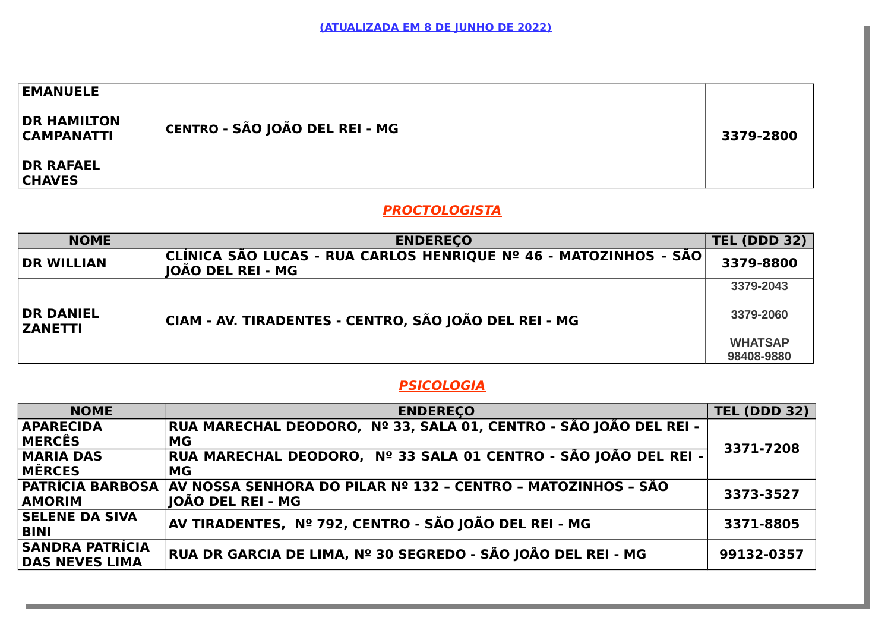(ATUALIZADA EM 8 DE JUNHO DE 2022)

| | | |
|---|---|---|
| EMANUELE<br><br>DR HAMILTON CAMPANATTI<br><br>DR RAFAEL CHAVES | CENTRO - SÃO JOÃO DEL REI - MG | 3379-2800 |

## PROCTOLOGISTA

| NOME | ENDEREÇO | TEL (DDD 32) |
|---|---|---|
| DR WILLIAN | CLÍNICA SÃO LUCAS - RUA CARLOS HENRIQUE Nº 46 - MATOZINHOS - SÃO JOÃO DEL REI - MG | 3379-8800 |
| DR DANIEL ZANETTI | CIAM - AV. TIRADENTES - CENTRO, SÃO JOÃO DEL REI - MG | 3379-2043<br><br>3379-2060<br><br>WHATSAP 98408-9880 |

## PSICOLOGIA

| NOME | ENDEREÇO | TEL (DDD 32) |
|---|---|---|
| APARECIDA MERCÊS | RUA MARECHAL DEODORO, Nº 33, SALA 01, CENTRO - SÃO JOÃO DEL REI - MG | 3371-7208 |
| MARIA DAS MÊRCES | RUA MARECHAL DEODORO, Nº 33 SALA 01 CENTRO - SÃO JOÃO DEL REI - MG | |
| PATRÍCIA BARBOSA AMORIM | AV NOSSA SENHORA DO PILAR Nº 132 – CENTRO – MATOZINHOS – SÃO JOÃO DEL REI - MG | 3373-3527 |
| SELENE DA SIVA BINI | AV TIRADENTES, Nº 792, CENTRO - SÃO JOÃO DEL REI - MG | 3371-8805 |
| SANDRA PATRÍCIA DAS NEVES LIMA | RUA DR GARCIA DE LIMA, Nº 30 SEGREDO - SÃO JOÃO DEL REI - MG | 99132-0357 |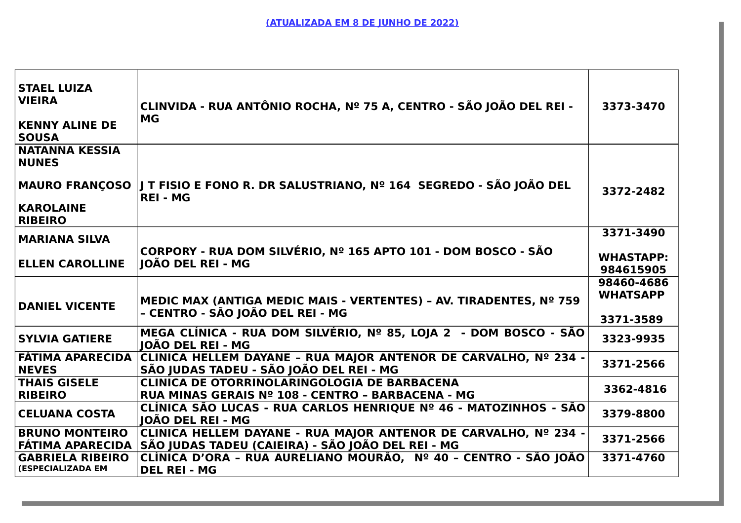**(ATUALIZADA EM 8 DE JUNHO DE 2022)**

| | | |
|---|---|---|
| **STAEL LUIZA VIEIRA**<br><br>**KENNY ALINE DE SOUSA** | **CLINVIDA - RUA ANTÔNIO ROCHA, Nº 75 A, CENTRO - SÃO JOÃO DEL REI - MG** | **3373-3470** |
| **NATANNA KESSIA NUNES**<br><br>**MAURO FRANÇOSO**<br><br>**KAROLAINE RIBEIRO** | **J T FISIO E FONO R. DR SALUSTRIANO, Nº 164 SEGREDO - SÃO JOÃO DEL REI - MG** | **3372-2482** |
| **MARIANA SILVA**<br><br>**ELLEN CAROLLINE** | **CORPORY - RUA DOM SILVÉRIO, Nº 165 APTO 101 - DOM BOSCO - SÃO JOÃO DEL REI - MG** | **3371-3490**<br><br>**WHASTAPP: 984615905** |
| **DANIEL VICENTE** | **MEDIC MAX (ANTIGA MEDIC MAIS - VERTENTES) – AV. TIRADENTES, Nº 759 – CENTRO - SÃO JOÃO DEL REI - MG** | **98460-4686 WHATSAPP**<br><br>**3371-3589** |
| **SYLVIA GATIERE** | **MEGA CLÍNICA - RUA DOM SILVÉRIO, Nº 85, LOJA 2 - DOM BOSCO - SÃO JOÃO DEL REI - MG** | **3323-9935** |
| **FÁTIMA APARECIDA NEVES** | **CLINICA HELLEM DAYANE – RUA MAJOR ANTENOR DE CARVALHO, Nº 234 - SÃO JUDAS TADEU - SÃO JOÃO DEL REI - MG** | **3371-2566** |
| **THAIS GISELE RIBEIRO** | **CLINICA DE OTORRINOLARINGOLOGIA DE BARBACENA**<br>**RUA MINAS GERAIS Nº 108 - CENTRO – BARBACENA - MG** | **3362-4816** |
| **CELUANA COSTA** | **CLÍNICA SÃO LUCAS - RUA CARLOS HENRIQUE Nº 46 - MATOZINHOS - SÃO JOÃO DEL REI - MG** | **3379-8800** |
| **BRUNO MONTEIRO**<br>**FÁTIMA APARECIDA** | **CLINICA HELLEM DAYANE - RUA MAJOR ANTENOR DE CARVALHO, Nº 234 - SÃO JUDAS TADEU (CAIEIRA) - SÃO JOÃO DEL REI - MG** | **3371-2566** |
| **GABRIELA RIBEIRO (ESPECIALIZADA EM** | **CLÍNICA D'ORA – RUA AURELIANO MOURÃO, Nº 40 – CENTRO - SÃO JOÃO DEL REI - MG** | **3371-4760** |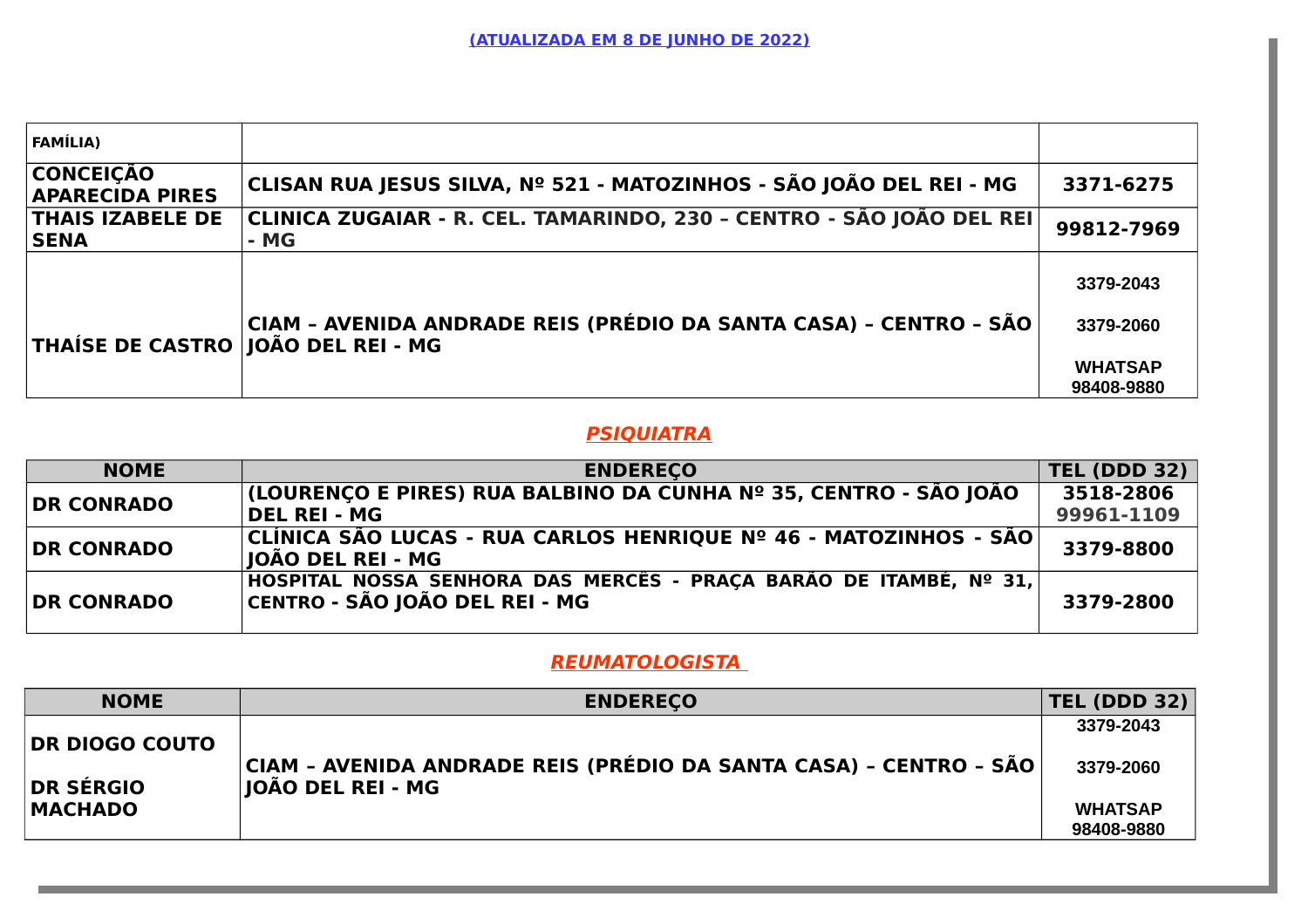(ATUALIZADA EM 8 DE JUNHO DE 2022)

| FAMÍLIA) | | |
|---|---|---|
| CONCEIÇÃO APARECIDA PIRES | CLISAN RUA JESUS SILVA, Nº 521 - MATOZINHOS - SÃO JOÃO DEL REI - MG | 3371-6275 |
| THAIS IZABELE DE SENA | CLINICA ZUGAIAR - R. CEL. TAMARINDO, 230 – CENTRO - SÃO JOÃO DEL REI - MG | 99812-7969 |
| THAÍSE DE CASTRO | CIAM – AVENIDA ANDRADE REIS (PRÉDIO DA SANTA CASA) – CENTRO – SÃO JOÃO DEL REI - MG | 3379-2043<br>3379-2060<br>WHATSAP 98408-9880 |

## *PSIQUIATRA*

| NOME | ENDEREÇO | TEL (DDD 32) |
|---|---|---|
| DR CONRADO | (LOURENÇO E PIRES) RUA BALBINO DA CUNHA Nº 35, CENTRO - SÃO JOÃO DEL REI - MG | 3518-2806<br>99961-1109 |
| DR CONRADO | CLÍNICA SÃO LUCAS - RUA CARLOS HENRIQUE Nº 46 - MATOZINHOS - SÃO JOÃO DEL REI - MG | 3379-8800 |
| DR CONRADO | HOSPITAL NOSSA SENHORA DAS MERCÊS - PRAÇA BARÃO DE ITAMBÉ, Nº 31, CENTRO - SÃO JOÃO DEL REI - MG | 3379-2800 |

## *REUMATOLOGISTA*

| NOME | ENDEREÇO | TEL (DDD 32) |
|---|---|---|
| DR DIOGO COUTO<br>DR SÉRGIO MACHADO | CIAM – AVENIDA ANDRADE REIS (PRÉDIO DA SANTA CASA) – CENTRO – SÃO JOÃO DEL REI - MG | 3379-2043<br>3379-2060<br>WHATSAP 98408-9880 |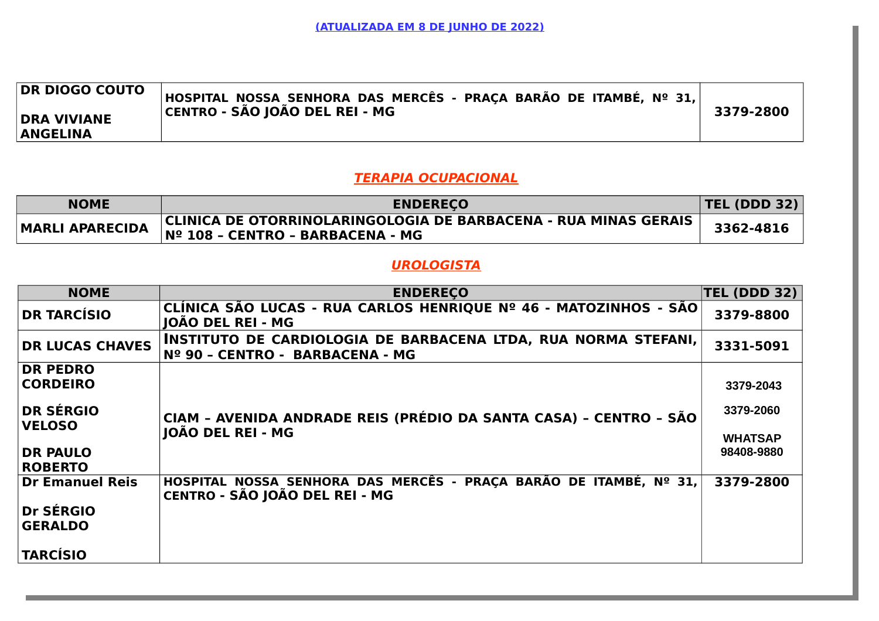(ATUALIZADA EM 8 DE JUNHO DE 2022)

| | | |
|---|---|---|
| DR DIOGO COUTO<br><br>DRA VIVIANE ANGELINA | HOSPITAL NOSSA SENHORA DAS MERCÊS - PRAÇA BARÃO DE ITAMBÉ, Nº 31, CENTRO - SÃO JOÃO DEL REI - MG | 3379-2800 |

## *TERAPIA OCUPACIONAL*

| NOME | ENDEREÇO | TEL (DDD 32) |
|---|---|---|
| MARLI APARECIDA | CLINICA DE OTORRINOLARINGOLOGIA DE BARBACENA - RUA MINAS GERAIS Nº 108 – CENTRO – BARBACENA - MG | 3362-4816 |

## *UROLOGISTA*

| NOME | ENDEREÇO | TEL (DDD 32) |
|---|---|---|
| DR TARCÍSIO | CLÍNICA SÃO LUCAS - RUA CARLOS HENRIQUE Nº 46 - MATOZINHOS - SÃO JOÃO DEL REI - MG | 3379-8800 |
| DR LUCAS CHAVES | INSTITUTO DE CARDIOLOGIA DE BARBACENA LTDA, RUA NORMA STEFANI, Nº 90 – CENTRO - BARBACENA - MG | 3331-5091 |
| DR PEDRO CORDEIRO<br><br>DR SÉRGIO VELOSO<br><br>DR PAULO ROBERTO | CIAM – AVENIDA ANDRADE REIS (PRÉDIO DA SANTA CASA) – CENTRO – SÃO JOÃO DEL REI - MG | 3379-2043<br><br>3379-2060<br><br>WHATSAP 98408-9880 |
| Dr Emanuel Reis<br><br>Dr SÉRGIO GERALDO<br><br>TARCÍSIO | HOSPITAL NOSSA SENHORA DAS MERCÊS - PRAÇA BARÃO DE ITAMBÉ, Nº 31, CENTRO - SÃO JOÃO DEL REI - MG | 3379-2800 |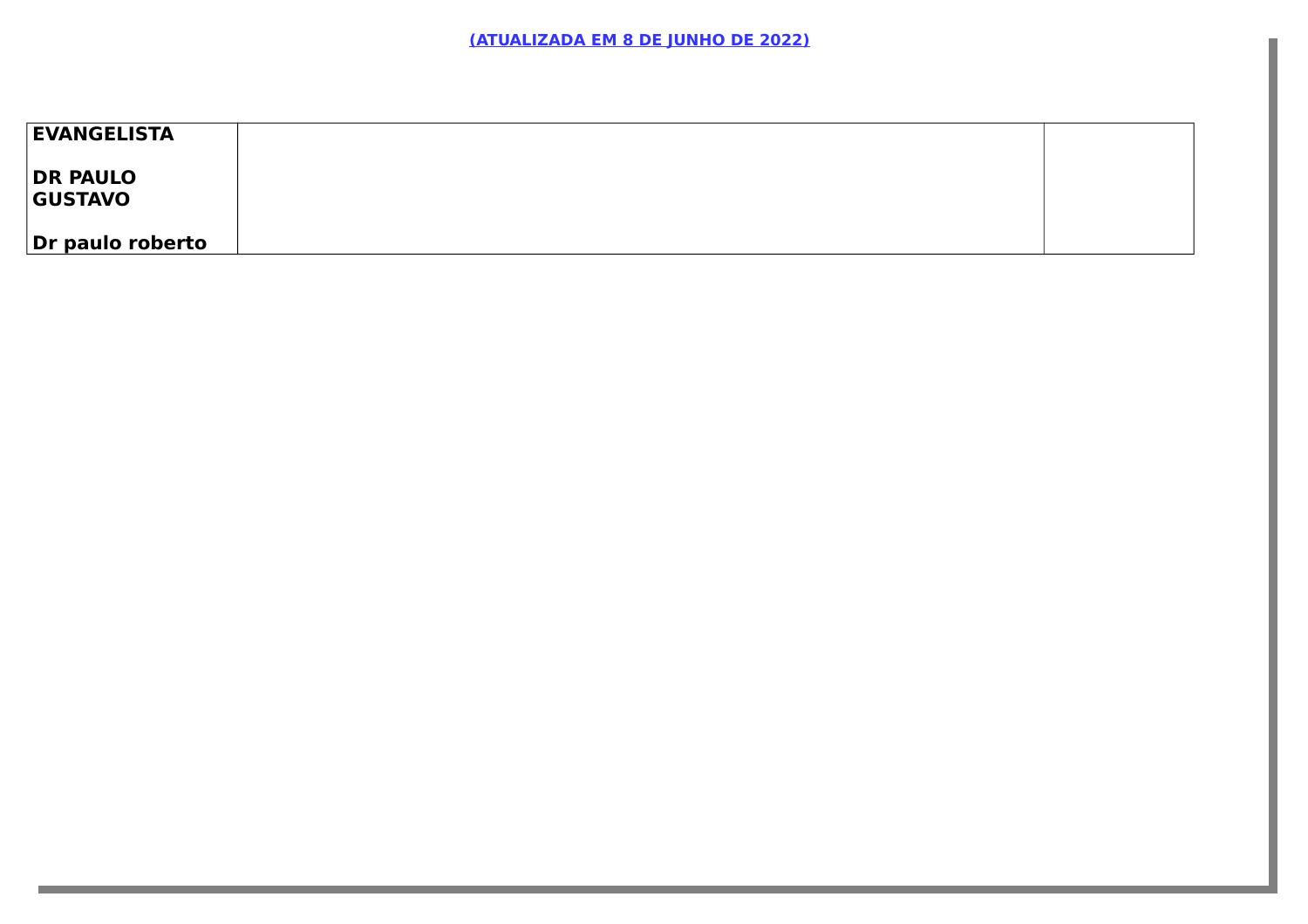**(ATUALIZADA EM 8 DE JUNHO DE 2022)**

| | | |
|---|---|---|
| **EVANGELISTA**<br><br>**DR PAULO GUSTAVO**<br><br>**Dr paulo roberto** | | |